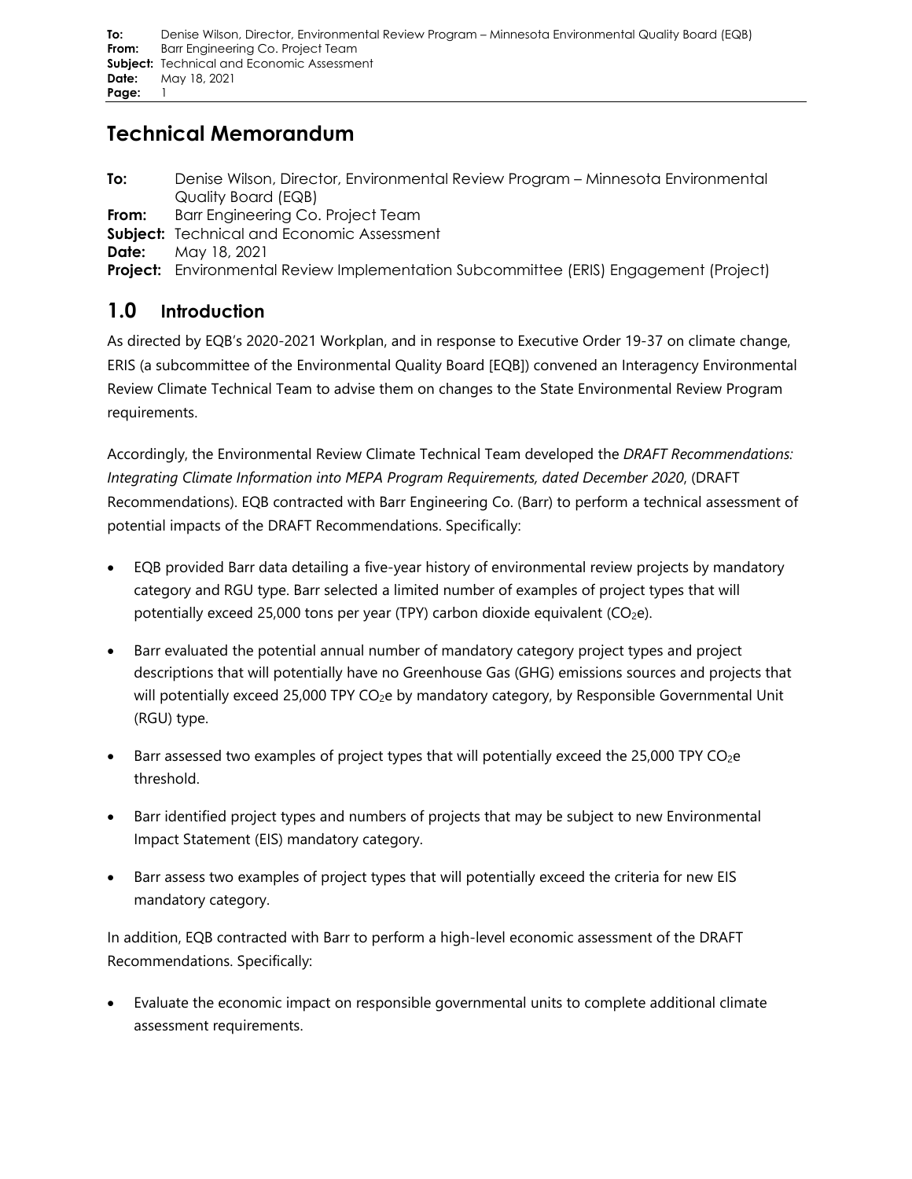# Technical Memorandum

**To:** Denise Wilson, Director, Environmental Review Program – Minnesota Environmental Quality Board (EQB)
**From:** Barr Engineering Co. Project Team
**Subject:** Technical and Economic Assessment
**Date:** May 18, 2021
**Project:** Environmental Review Implementation Subcommittee (ERIS) Engagement (Project)

## 1.0 Introduction

As directed by EQB's 2020-2021 Workplan, and in response to Executive Order 19-37 on climate change, ERIS (a subcommittee of the Environmental Quality Board [EQB]) convened an Interagency Environmental Review Climate Technical Team to advise them on changes to the State Environmental Review Program requirements.

Accordingly, the Environmental Review Climate Technical Team developed the *DRAFT Recommendations: Integrating Climate Information into MEPA Program Requirements, dated December 2020*, (DRAFT Recommendations). EQB contracted with Barr Engineering Co. (Barr) to perform a technical assessment of potential impacts of the DRAFT Recommendations. Specifically:

- EQB provided Barr data detailing a five-year history of environmental review projects by mandatory category and RGU type. Barr selected a limited number of examples of project types that will potentially exceed 25,000 tons per year (TPY) carbon dioxide equivalent ($CO_2e$).
- Barr evaluated the potential annual number of mandatory category project types and project descriptions that will potentially have no Greenhouse Gas (GHG) emissions sources and projects that will potentially exceed 25,000 TPY $CO_2e$ by mandatory category, by Responsible Governmental Unit (RGU) type.
- Barr assessed two examples of project types that will potentially exceed the 25,000 TPY $CO_2e$ threshold.
- Barr identified project types and numbers of projects that may be subject to new Environmental Impact Statement (EIS) mandatory category.
- Barr assess two examples of project types that will potentially exceed the criteria for new EIS mandatory category.

In addition, EQB contracted with Barr to perform a high-level economic assessment of the DRAFT Recommendations. Specifically:

- Evaluate the economic impact on responsible governmental units to complete additional climate assessment requirements.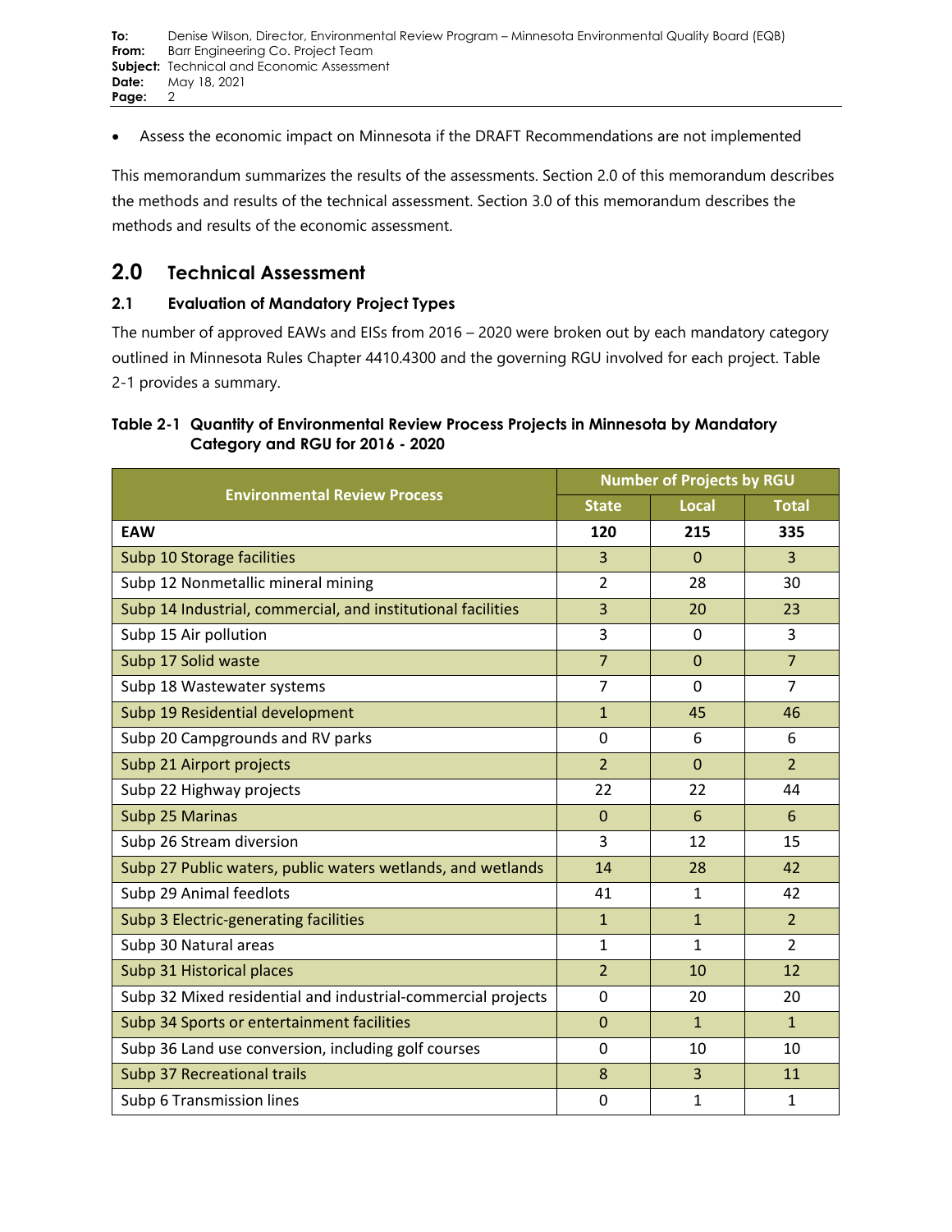- Assess the economic impact on Minnesota if the DRAFT Recommendations are not implemented

This memorandum summarizes the results of the assessments. Section 2.0 of this memorandum describes the methods and results of the technical assessment. Section 3.0 of this memorandum describes the methods and results of the economic assessment.

## 2.0 Technical Assessment

### 2.1 Evaluation of Mandatory Project Types

The number of approved EAWs and EISs from 2016 – 2020 were broken out by each mandatory category outlined in Minnesota Rules Chapter 4410.4300 and the governing RGU involved for each project. Table 2-1 provides a summary.

**Table 2-1 Quantity of Environmental Review Process Projects in Minnesota by Mandatory Category and RGU for 2016 - 2020**

| Environmental Review Process | Number of Projects by RGU | | |
|---|---|---|---|
| | State | Local | Total |
| **EAW** | **120** | **215** | **335** |
| Subp 10 Storage facilities | 3 | 0 | 3 |
| Subp 12 Nonmetallic mineral mining | 2 | 28 | 30 |
| Subp 14 Industrial, commercial, and institutional facilities | 3 | 20 | 23 |
| Subp 15 Air pollution | 3 | 0 | 3 |
| Subp 17 Solid waste | 7 | 0 | 7 |
| Subp 18 Wastewater systems | 7 | 0 | 7 |
| Subp 19 Residential development | 1 | 45 | 46 |
| Subp 20 Campgrounds and RV parks | 0 | 6 | 6 |
| Subp 21 Airport projects | 2 | 0 | 2 |
| Subp 22 Highway projects | 22 | 22 | 44 |
| Subp 25 Marinas | 0 | 6 | 6 |
| Subp 26 Stream diversion | 3 | 12 | 15 |
| Subp 27 Public waters, public waters wetlands, and wetlands | 14 | 28 | 42 |
| Subp 29 Animal feedlots | 41 | 1 | 42 |
| Subp 3 Electric-generating facilities | 1 | 1 | 2 |
| Subp 30 Natural areas | 1 | 1 | 2 |
| Subp 31 Historical places | 2 | 10 | 12 |
| Subp 32 Mixed residential and industrial-commercial projects | 0 | 20 | 20 |
| Subp 34 Sports or entertainment facilities | 0 | 1 | 1 |
| Subp 36 Land use conversion, including golf courses | 0 | 10 | 10 |
| Subp 37 Recreational trails | 8 | 3 | 11 |
| Subp 6 Transmission lines | 0 | 1 | 1 |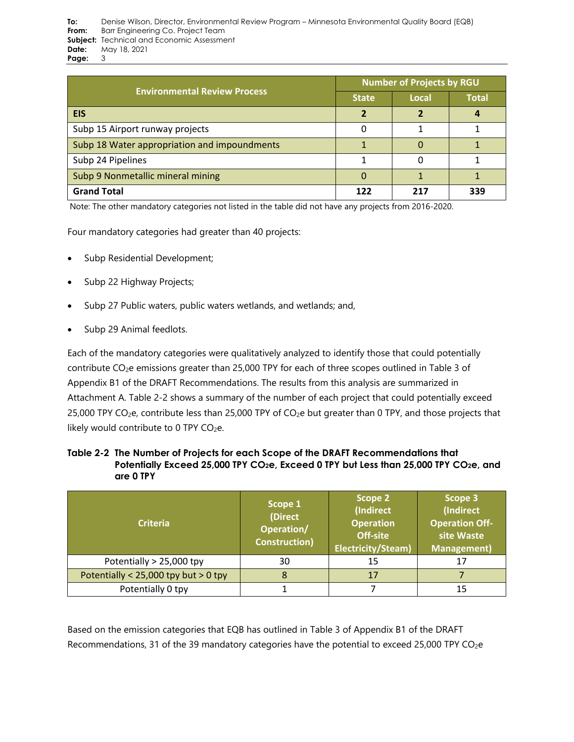| Environmental Review Process | Number of Projects by RGU | | |
|---|---|---|---|
| | State | Local | Total |
| **EIS** | **2** | **2** | **4** |
| Subp 15 Airport runway projects | 0 | 1 | 1 |
| Subp 18 Water appropriation and impoundments | 1 | 0 | 1 |
| Subp 24 Pipelines | 1 | 0 | 1 |
| Subp 9 Nonmetallic mineral mining | 0 | 1 | 1 |
| **Grand Total** | **122** | **217** | **339** |

Note: The other mandatory categories not listed in the table did not have any projects from 2016-2020.

Four mandatory categories had greater than 40 projects:

- Subp Residential Development;
- Subp 22 Highway Projects;
- Subp 27 Public waters, public waters wetlands, and wetlands; and,
- Subp 29 Animal feedlots.

Each of the mandatory categories were qualitatively analyzed to identify those that could potentially contribute $CO_2e$ emissions greater than 25,000 TPY for each of three scopes outlined in Table 3 of Appendix B1 of the DRAFT Recommendations. The results from this analysis are summarized in Attachment A. Table 2-2 shows a summary of the number of each project that could potentially exceed 25,000 TPY $CO_2e$, contribute less than 25,000 TPY of $CO_2e$ but greater than 0 TPY, and those projects that likely would contribute to 0 TPY $CO_2e$.

**Table 2-2 The Number of Projects for each Scope of the DRAFT Recommendations that Potentially Exceed 25,000 TPY $CO_2e$, Exceed 0 TPY but Less than 25,000 TPY $CO_2e$, and are 0 TPY**

| Criteria | Scope 1 (Direct Operation/ Construction) | Scope 2 (Indirect Operation Off-site Electricity/Steam) | Scope 3 (Indirect Operation Off-site Waste Management) |
|---|---|---|---|
| Potentially > 25,000 tpy | 30 | 15 | 17 |
| Potentially < 25,000 tpy but > 0 tpy | 8 | 17 | 7 |
| Potentially 0 tpy | 1 | 7 | 15 |

Based on the emission categories that EQB has outlined in Table 3 of Appendix B1 of the DRAFT Recommendations, 31 of the 39 mandatory categories have the potential to exceed 25,000 TPY $CO_2e$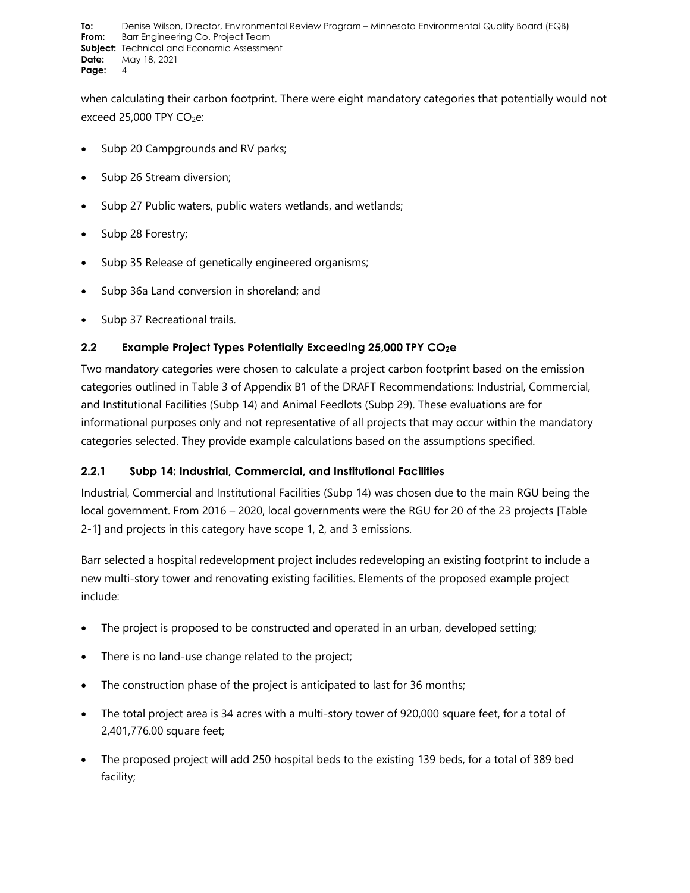when calculating their carbon footprint. There were eight mandatory categories that potentially would not exceed 25,000 TPY $CO_2$e:

- Subp 20 Campgrounds and RV parks;
- Subp 26 Stream diversion;
- Subp 27 Public waters, public waters wetlands, and wetlands;
- Subp 28 Forestry;
- Subp 35 Release of genetically engineered organisms;
- Subp 36a Land conversion in shoreland; and
- Subp 37 Recreational trails.

### 2.2 Example Project Types Potentially Exceeding 25,000 TPY $CO_2$e

Two mandatory categories were chosen to calculate a project carbon footprint based on the emission categories outlined in Table 3 of Appendix B1 of the DRAFT Recommendations: Industrial, Commercial, and Institutional Facilities (Subp 14) and Animal Feedlots (Subp 29). These evaluations are for informational purposes only and not representative of all projects that may occur within the mandatory categories selected. They provide example calculations based on the assumptions specified.

#### 2.2.1 Subp 14: Industrial, Commercial, and Institutional Facilities

Industrial, Commercial and Institutional Facilities (Subp 14) was chosen due to the main RGU being the local government. From 2016 – 2020, local governments were the RGU for 20 of the 23 projects [Table 2-1] and projects in this category have scope 1, 2, and 3 emissions.

Barr selected a hospital redevelopment project includes redeveloping an existing footprint to include a new multi-story tower and renovating existing facilities. Elements of the proposed example project include:

- The project is proposed to be constructed and operated in an urban, developed setting;
- There is no land-use change related to the project;
- The construction phase of the project is anticipated to last for 36 months;
- The total project area is 34 acres with a multi-story tower of 920,000 square feet, for a total of 2,401,776.00 square feet;
- The proposed project will add 250 hospital beds to the existing 139 beds, for a total of 389 bed facility;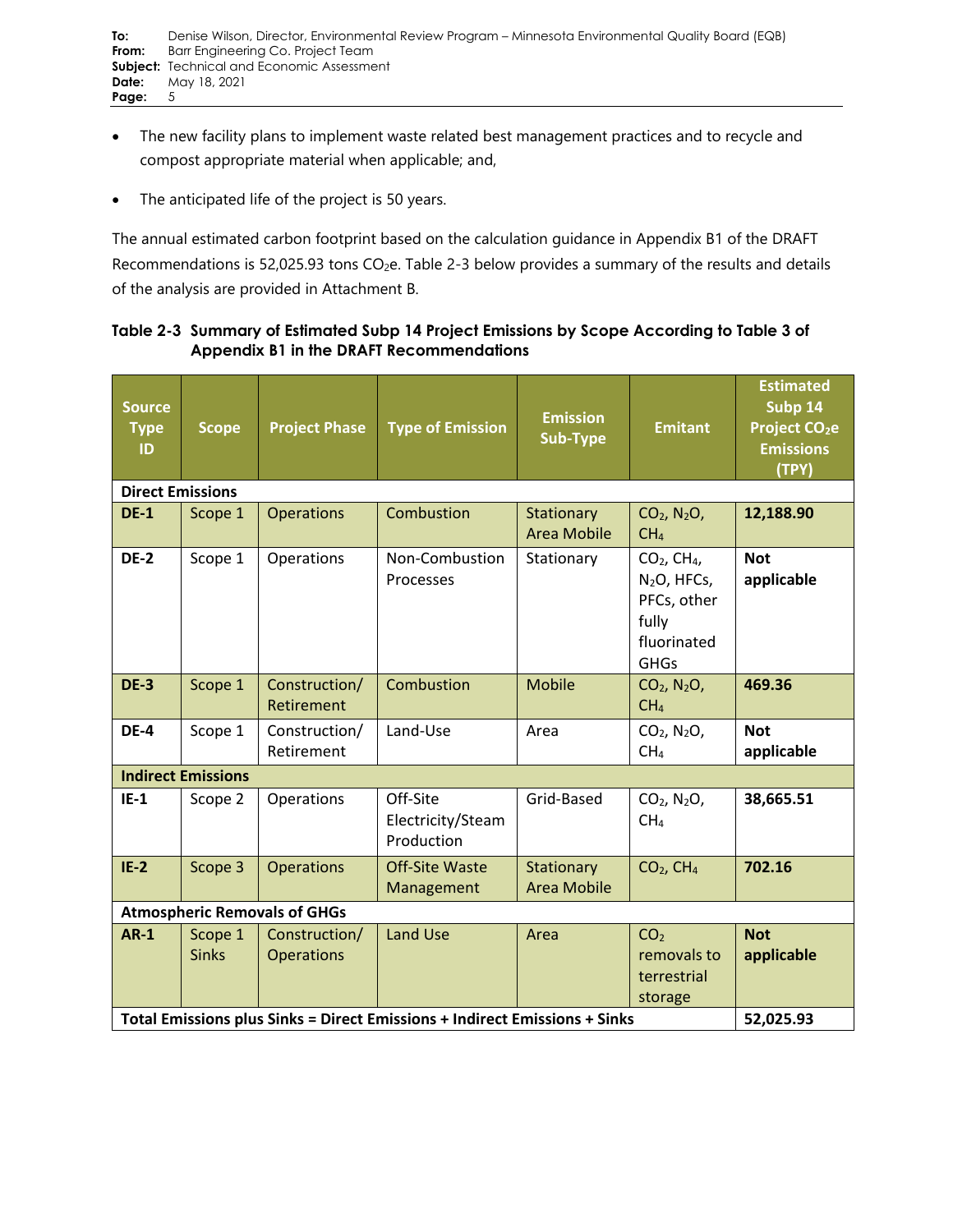- The new facility plans to implement waste related best management practices and to recycle and compost appropriate material when applicable; and,
- The anticipated life of the project is 50 years.

The annual estimated carbon footprint based on the calculation guidance in Appendix B1 of the DRAFT Recommendations is 52,025.93 tons $CO_2$e. Table 2-3 below provides a summary of the results and details of the analysis are provided in Attachment B.

**Table 2-3 Summary of Estimated Subp 14 Project Emissions by Scope According to Table 3 of Appendix B1 in the DRAFT Recommendations**

| Source Type ID | Scope | Project Phase | Type of Emission | Emission Sub-Type | Emitant | Estimated Subp 14 Project $CO_2$e Emissions (TPY) |
|---|---|---|---|---|---|---|
| **Direct Emissions** | | | | | | |
| **DE-1** | Scope 1 | Operations | Combustion | Stationary Area Mobile | $CO_2$, $N_2O$, $CH_4$ | **12,188.90** |
| **DE-2** | Scope 1 | Operations | Non-Combustion Processes | Stationary | $CO_2$, $CH_4$, $N_2O$, HFCs, PFCs, other fully fluorinated GHGs | **Not applicable** |
| **DE-3** | Scope 1 | Construction/ Retirement | Combustion | Mobile | $CO_2$, $N_2O$, $CH_4$ | **469.36** |
| **DE-4** | Scope 1 | Construction/ Retirement | Land-Use | Area | $CO_2$, $N_2O$, $CH_4$ | **Not applicable** |
| **Indirect Emissions** | | | | | | |
| **IE-1** | Scope 2 | Operations | Off-Site Electricity/Steam Production | Grid-Based | $CO_2$, $N_2O$, $CH_4$ | **38,665.51** |
| **IE-2** | Scope 3 | Operations | Off-Site Waste Management | Stationary Area Mobile | $CO_2$, $CH_4$ | **702.16** |
| **Atmospheric Removals of GHGs** | | | | | | |
| **AR-1** | Scope 1 Sinks | Construction/ Operations | Land Use | Area | $CO_2$ removals to terrestrial storage | **Not applicable** |
| **Total Emissions plus Sinks = Direct Emissions + Indirect Emissions + Sinks** | | | | | | **52,025.93** |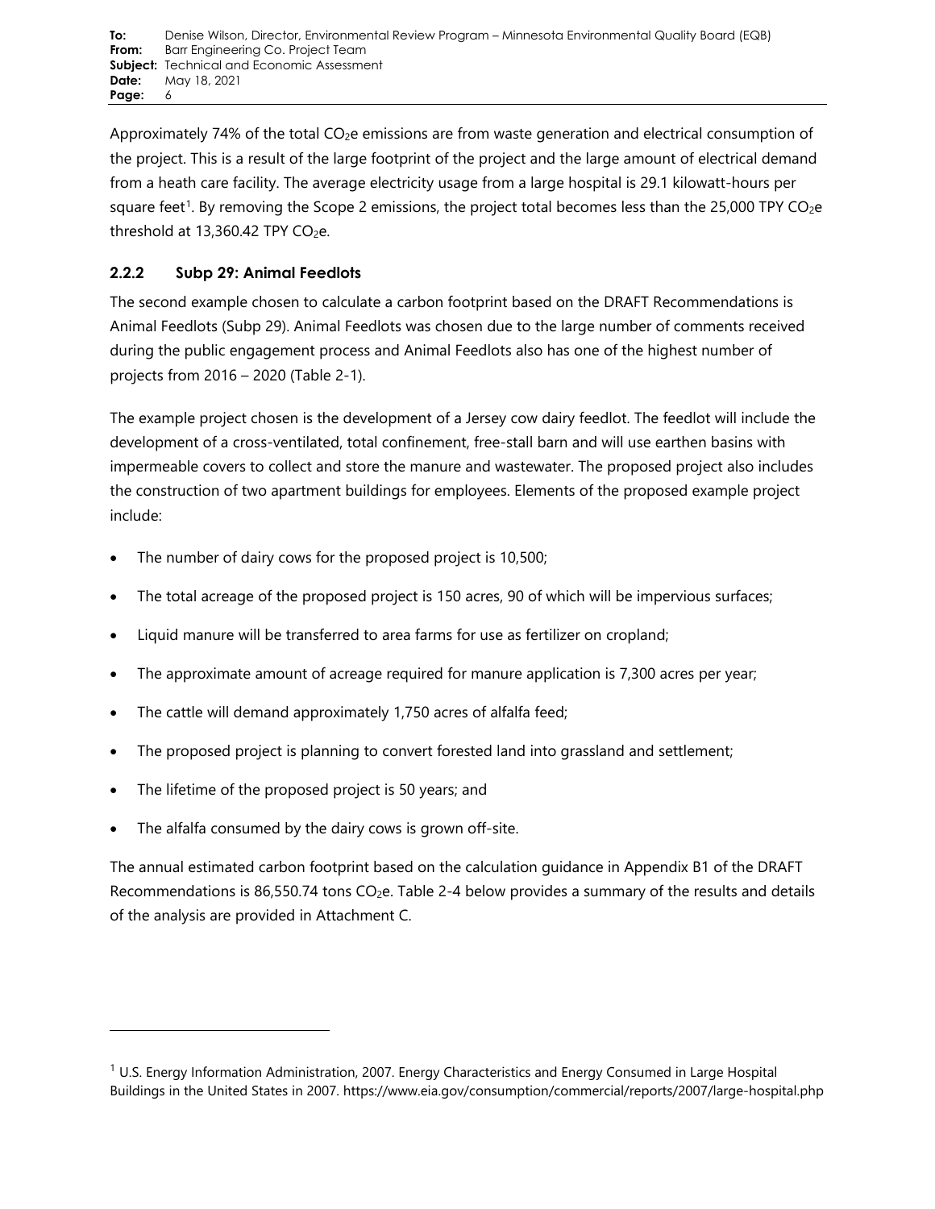Approximately 74% of the total $CO_2e$ emissions are from waste generation and electrical consumption of the project. This is a result of the large footprint of the project and the large amount of electrical demand from a heath care facility. The average electricity usage from a large hospital is 29.1 kilowatt-hours per square feet[1]. By removing the Scope 2 emissions, the project total becomes less than the 25,000 TPY $CO_2e$ threshold at 13,360.42 TPY $CO_2e$.

### 2.2.2 Subp 29: Animal Feedlots

The second example chosen to calculate a carbon footprint based on the DRAFT Recommendations is Animal Feedlots (Subp 29). Animal Feedlots was chosen due to the large number of comments received during the public engagement process and Animal Feedlots also has one of the highest number of projects from 2016 – 2020 (Table 2-1).

The example project chosen is the development of a Jersey cow dairy feedlot. The feedlot will include the development of a cross-ventilated, total confinement, free-stall barn and will use earthen basins with impermeable covers to collect and store the manure and wastewater. The proposed project also includes the construction of two apartment buildings for employees. Elements of the proposed example project include:

- The number of dairy cows for the proposed project is 10,500;
- The total acreage of the proposed project is 150 acres, 90 of which will be impervious surfaces;
- Liquid manure will be transferred to area farms for use as fertilizer on cropland;
- The approximate amount of acreage required for manure application is 7,300 acres per year;
- The cattle will demand approximately 1,750 acres of alfalfa feed;
- The proposed project is planning to convert forested land into grassland and settlement;
- The lifetime of the proposed project is 50 years; and
- The alfalfa consumed by the dairy cows is grown off-site.

The annual estimated carbon footprint based on the calculation guidance in Appendix B1 of the DRAFT Recommendations is 86,550.74 tons $CO_2e$. Table 2-4 below provides a summary of the results and details of the analysis are provided in Attachment C.

[1] U.S. Energy Information Administration, 2007. Energy Characteristics and Energy Consumed in Large Hospital Buildings in the United States in 2007. https://www.eia.gov/consumption/commercial/reports/2007/large-hospital.php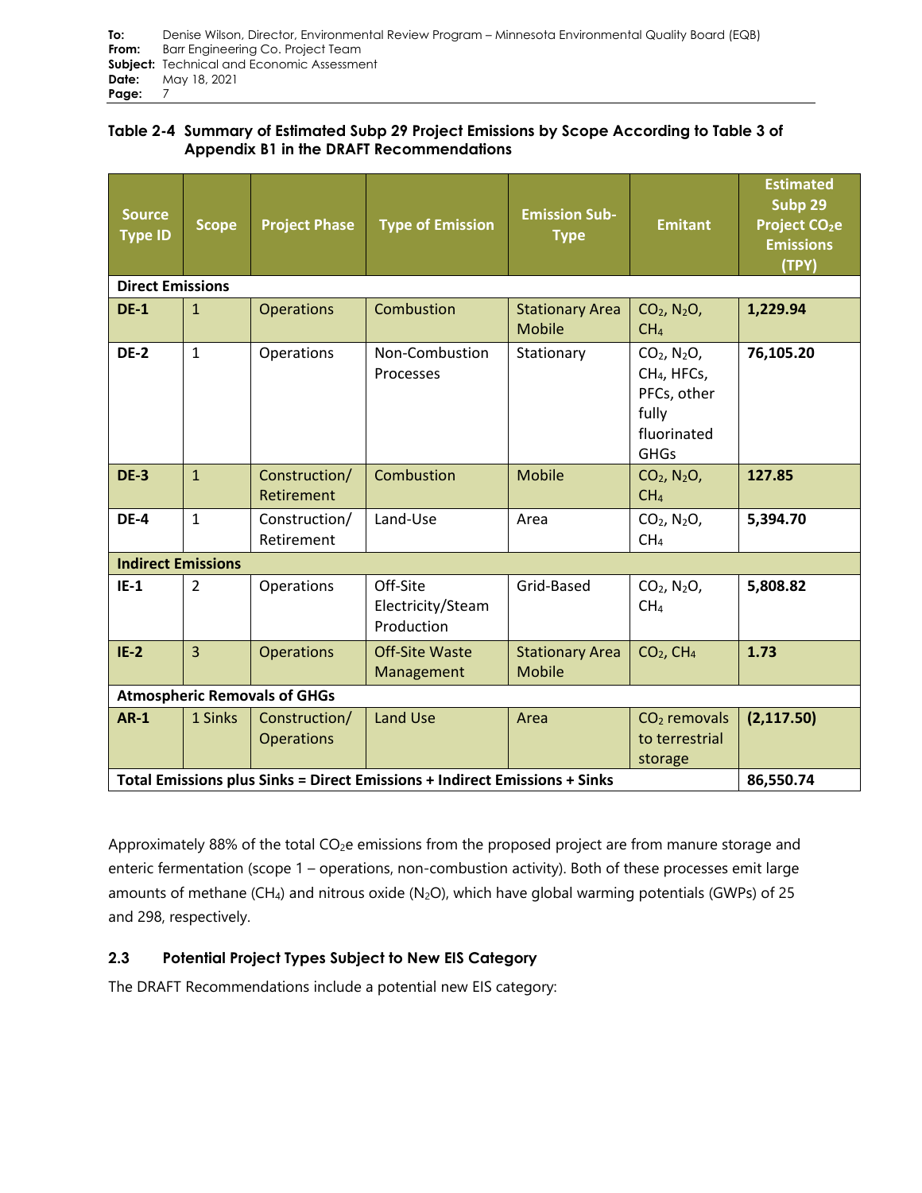**Table 2-4 Summary of Estimated Subp 29 Project Emissions by Scope According to Table 3 of Appendix B1 in the DRAFT Recommendations**

| Source Type ID | Scope | Project Phase | Type of Emission | Emission Sub-Type | Emitant | Estimated Subp 29 Project $CO_2$e Emissions (TPY) |
|---|---|---|---|---|---|---|
| **Direct Emissions** | | | | | | |
| **DE-1** | 1 | Operations | Combustion | Stationary Area Mobile | $CO_2$, $N_2O$, $CH_4$ | **1,229.94** |
| **DE-2** | 1 | Operations | Non-Combustion Processes | Stationary | $CO_2$, $N_2O$, $CH_4$, HFCs, PFCs, other fully fluorinated GHGs | **76,105.20** |
| **DE-3** | 1 | Construction/ Retirement | Combustion | Mobile | $CO_2$, $N_2O$, $CH_4$ | **127.85** |
| **DE-4** | 1 | Construction/ Retirement | Land-Use | Area | $CO_2$, $N_2O$, $CH_4$ | **5,394.70** |
| **Indirect Emissions** | | | | | | |
| **IE-1** | 2 | Operations | Off-Site Electricity/Steam Production | Grid-Based | $CO_2$, $N_2O$, $CH_4$ | **5,808.82** |
| **IE-2** | 3 | Operations | Off-Site Waste Management | Stationary Area Mobile | $CO_2$, $CH_4$ | **1.73** |
| **Atmospheric Removals of GHGs** | | | | | | |
| **AR-1** | 1 Sinks | Construction/ Operations | Land Use | Area | $CO_2$ removals to terrestrial storage | **(2,117.50)** |
| **Total Emissions plus Sinks = Direct Emissions + Indirect Emissions + Sinks** | | | | | | **86,550.74** |

Approximately 88% of the total $CO_2$e emissions from the proposed project are from manure storage and enteric fermentation (scope 1 – operations, non-combustion activity). Both of these processes emit large amounts of methane ($CH_4$) and nitrous oxide ($N_2O$), which have global warming potentials (GWPs) of 25 and 298, respectively.

### 2.3 Potential Project Types Subject to New EIS Category

The DRAFT Recommendations include a potential new EIS category: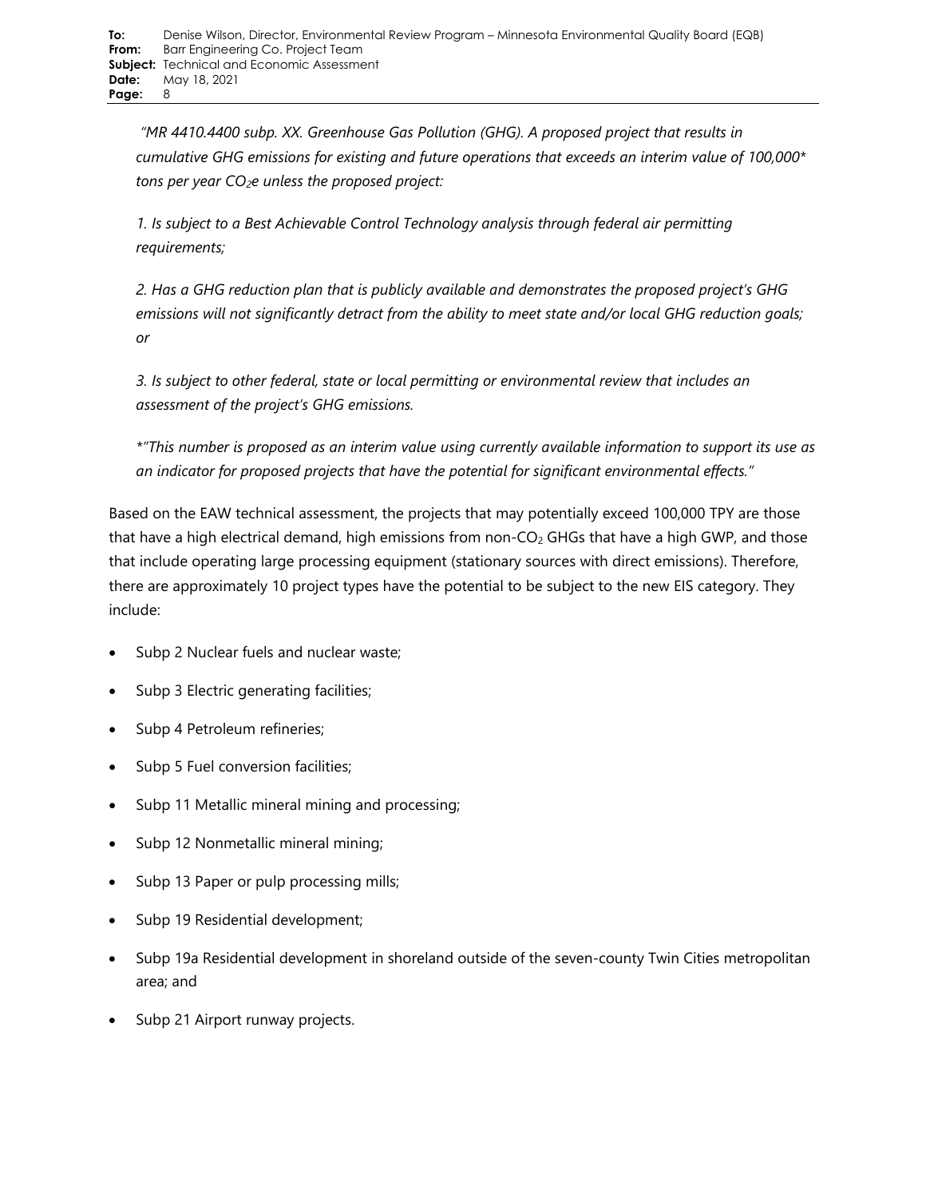*"MR 4410.4400 subp. XX. Greenhouse Gas Pollution (GHG). A proposed project that results in cumulative GHG emissions for existing and future operations that exceeds an interim value of 100,000* tons per year $CO_2e$ unless the proposed project:*

*1. Is subject to a Best Achievable Control Technology analysis through federal air permitting requirements;*

*2. Has a GHG reduction plan that is publicly available and demonstrates the proposed project's GHG emissions will not significantly detract from the ability to meet state and/or local GHG reduction goals; or*

*3. Is subject to other federal, state or local permitting or environmental review that includes an assessment of the project's GHG emissions.*

*\*"This number is proposed as an interim value using currently available information to support its use as an indicator for proposed projects that have the potential for significant environmental effects."*

Based on the EAW technical assessment, the projects that may potentially exceed 100,000 TPY are those that have a high electrical demand, high emissions from non-$CO_2$ GHGs that have a high GWP, and those that include operating large processing equipment (stationary sources with direct emissions). Therefore, there are approximately 10 project types have the potential to be subject to the new EIS category. They include:

- Subp 2 Nuclear fuels and nuclear waste;
- Subp 3 Electric generating facilities;
- Subp 4 Petroleum refineries;
- Subp 5 Fuel conversion facilities;
- Subp 11 Metallic mineral mining and processing;
- Subp 12 Nonmetallic mineral mining;
- Subp 13 Paper or pulp processing mills;
- Subp 19 Residential development;
- Subp 19a Residential development in shoreland outside of the seven-county Twin Cities metropolitan area; and
- Subp 21 Airport runway projects.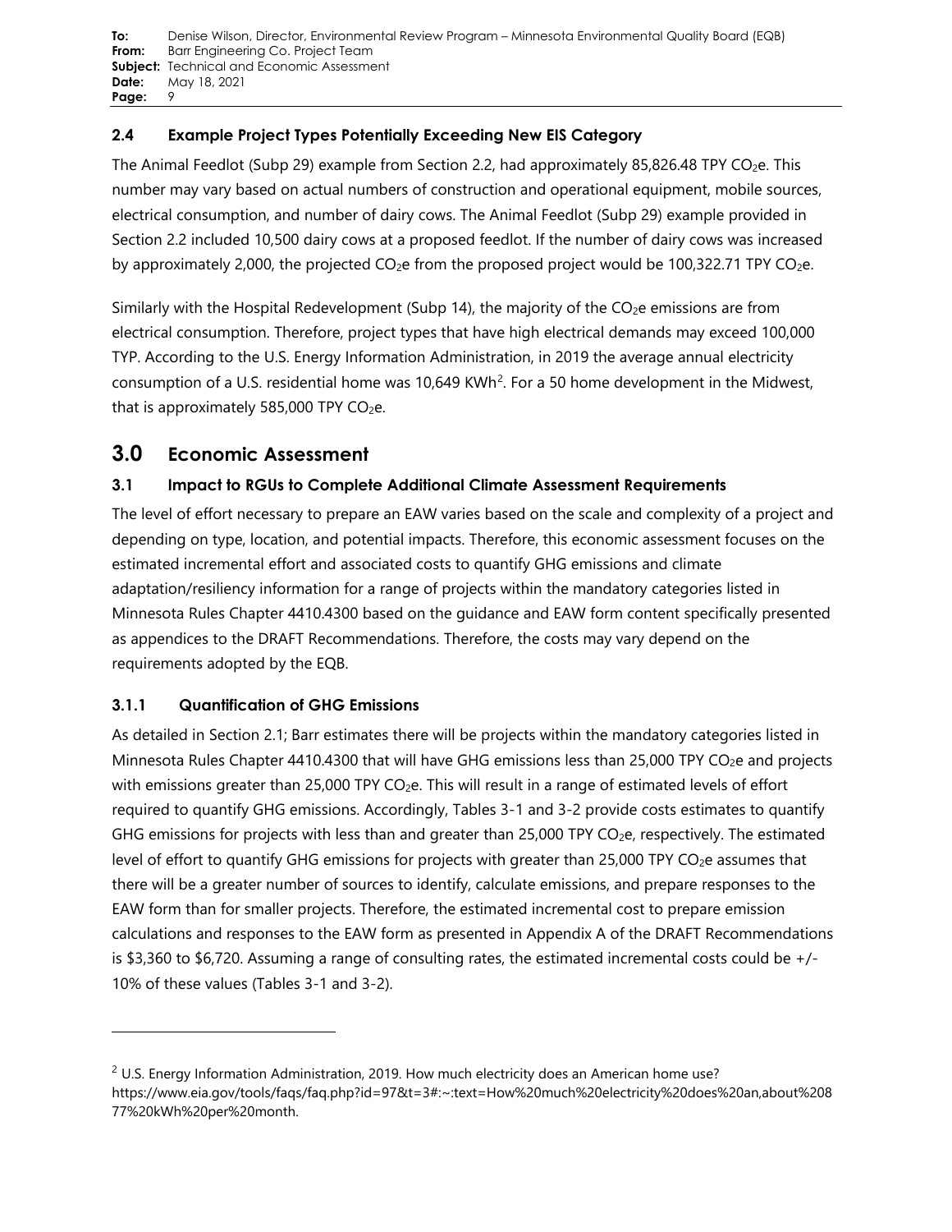### 2.4 Example Project Types Potentially Exceeding New EIS Category

The Animal Feedlot (Subp 29) example from Section 2.2, had approximately 85,826.48 TPY $CO_2e$. This number may vary based on actual numbers of construction and operational equipment, mobile sources, electrical consumption, and number of dairy cows. The Animal Feedlot (Subp 29) example provided in Section 2.2 included 10,500 dairy cows at a proposed feedlot. If the number of dairy cows was increased by approximately 2,000, the projected $CO_2e$ from the proposed project would be 100,322.71 TPY $CO_2e$.

Similarly with the Hospital Redevelopment (Subp 14), the majority of the $CO_2e$ emissions are from electrical consumption. Therefore, project types that have high electrical demands may exceed 100,000 TYP. According to the U.S. Energy Information Administration, in 2019 the average annual electricity consumption of a U.S. residential home was 10,649 KWh[2]. For a 50 home development in the Midwest, that is approximately 585,000 TPY $CO_2e$.

## 3.0 Economic Assessment

### 3.1 Impact to RGUs to Complete Additional Climate Assessment Requirements

The level of effort necessary to prepare an EAW varies based on the scale and complexity of a project and depending on type, location, and potential impacts. Therefore, this economic assessment focuses on the estimated incremental effort and associated costs to quantify GHG emissions and climate adaptation/resiliency information for a range of projects within the mandatory categories listed in Minnesota Rules Chapter 4410.4300 based on the guidance and EAW form content specifically presented as appendices to the DRAFT Recommendations. Therefore, the costs may vary depend on the requirements adopted by the EQB.

#### 3.1.1 Quantification of GHG Emissions

As detailed in Section 2.1; Barr estimates there will be projects within the mandatory categories listed in Minnesota Rules Chapter 4410.4300 that will have GHG emissions less than 25,000 TPY $CO_2e$ and projects with emissions greater than 25,000 TPY $CO_2e$. This will result in a range of estimated levels of effort required to quantify GHG emissions. Accordingly, Tables 3-1 and 3-2 provide costs estimates to quantify GHG emissions for projects with less than and greater than 25,000 TPY $CO_2e$, respectively. The estimated level of effort to quantify GHG emissions for projects with greater than 25,000 TPY $CO_2e$ assumes that there will be a greater number of sources to identify, calculate emissions, and prepare responses to the EAW form than for smaller projects. Therefore, the estimated incremental cost to prepare emission calculations and responses to the EAW form as presented in Appendix A of the DRAFT Recommendations is \$3,360 to \$6,720. Assuming a range of consulting rates, the estimated incremental costs could be +/- 10% of these values (Tables 3-1 and 3-2).

---

[2] U.S. Energy Information Administration, 2019. How much electricity does an American home use? https://www.eia.gov/tools/faqs/faq.php?id=97&t=3#:~:text=How%20much%20electricity%20does%20an,about%20877%20kWh%20per%20month.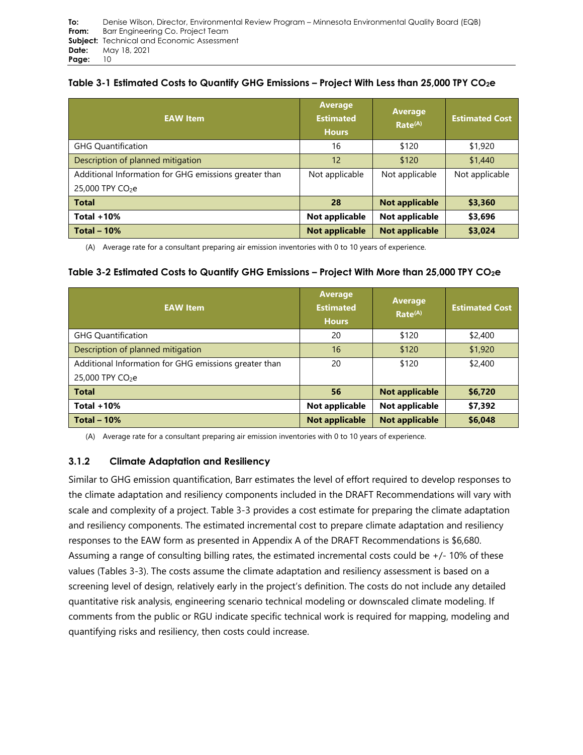**Table 3-1 Estimated Costs to Quantify GHG Emissions – Project With Less than 25,000 TPY $CO_2e$**

| EAW Item | Average Estimated Hours | Average Rate[(A)] | Estimated Cost |
|---|---|---|---|
| GHG Quantification | 16 | $120 | $1,920 |
| Description of planned mitigation | 12 | $120 | $1,440 |
| Additional Information for GHG emissions greater than 25,000 TPY $CO_2e$ | Not applicable | Not applicable | Not applicable |
| **Total** | **28** | **Not applicable** | **$3,360** |
| **Total +10%** | **Not applicable** | **Not applicable** | **$3,696** |
| **Total – 10%** | **Not applicable** | **Not applicable** | **$3,024** |

(A) Average rate for a consultant preparing air emission inventories with 0 to 10 years of experience.

**Table 3-2 Estimated Costs to Quantify GHG Emissions – Project With More than 25,000 TPY $CO_2e$**

| EAW Item | Average Estimated Hours | Average Rate[(A)] | Estimated Cost |
|---|---|---|---|
| GHG Quantification | 20 | $120 | $2,400 |
| Description of planned mitigation | 16 | $120 | $1,920 |
| Additional Information for GHG emissions greater than 25,000 TPY $CO_2e$ | 20 | $120 | $2,400 |
| **Total** | **56** | **Not applicable** | **$6,720** |
| **Total +10%** | **Not applicable** | **Not applicable** | **$7,392** |
| **Total – 10%** | **Not applicable** | **Not applicable** | **$6,048** |

(A) Average rate for a consultant preparing air emission inventories with 0 to 10 years of experience.

### 3.1.2 Climate Adaptation and Resiliency

Similar to GHG emission quantification, Barr estimates the level of effort required to develop responses to the climate adaptation and resiliency components included in the DRAFT Recommendations will vary with scale and complexity of a project. Table 3-3 provides a cost estimate for preparing the climate adaptation and resiliency components. The estimated incremental cost to prepare climate adaptation and resiliency responses to the EAW form as presented in Appendix A of the DRAFT Recommendations is $6,680. Assuming a range of consulting billing rates, the estimated incremental costs could be +/- 10% of these values (Tables 3-3). The costs assume the climate adaptation and resiliency assessment is based on a screening level of design, relatively early in the project's definition. The costs do not include any detailed quantitative risk analysis, engineering scenario technical modeling or downscaled climate modeling. If comments from the public or RGU indicate specific technical work is required for mapping, modeling and quantifying risks and resiliency, then costs could increase.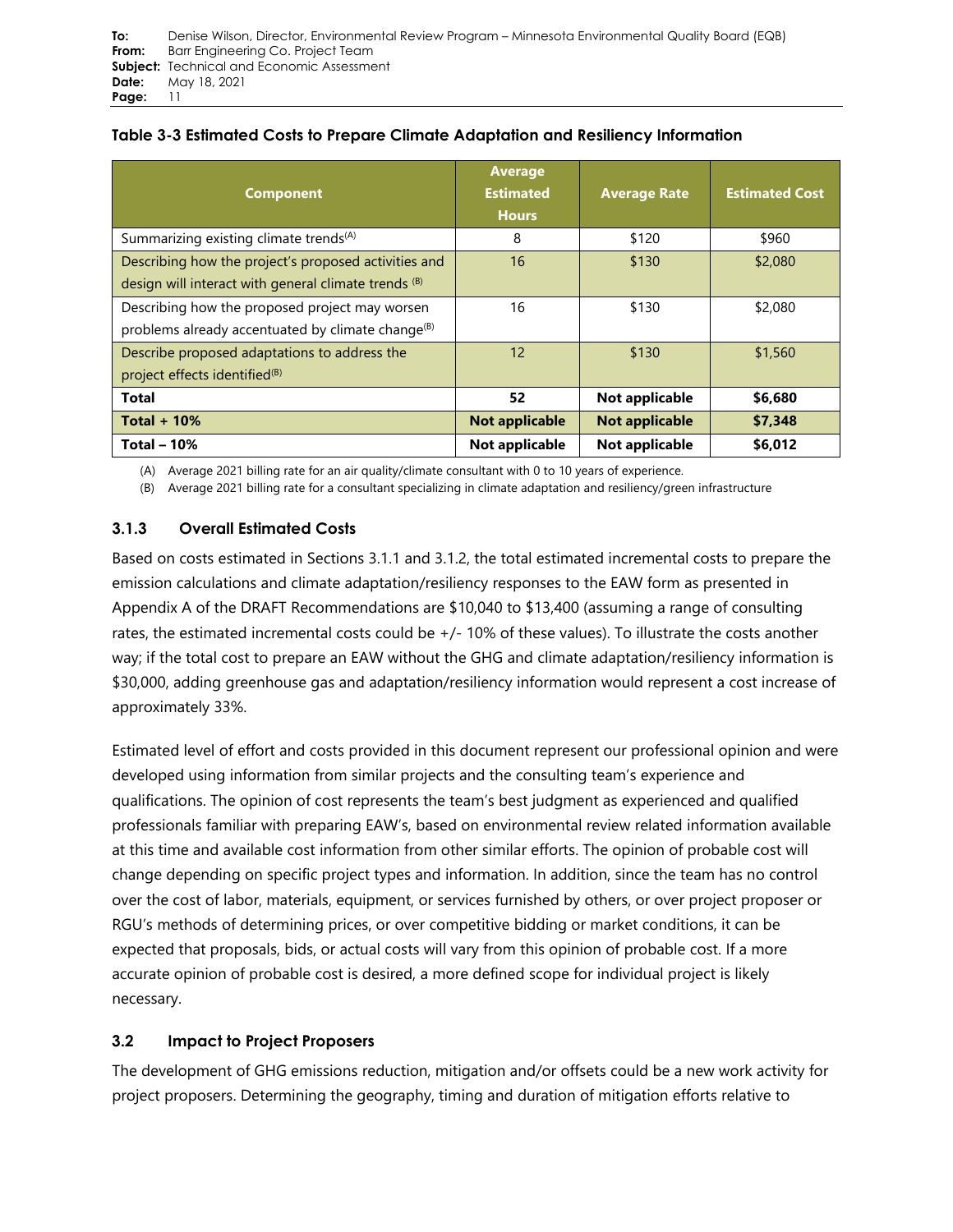**Table 3-3 Estimated Costs to Prepare Climate Adaptation and Resiliency Information**

| Component | Average Estimated Hours | Average Rate | Estimated Cost |
|---|---|---|---|
| Summarizing existing climate trends(A) | 8 | $120 | $960 |
| Describing how the project's proposed activities and design will interact with general climate trends (B) | 16 | $130 | $2,080 |
| Describing how the proposed project may worsen problems already accentuated by climate change(B) | 16 | $130 | $2,080 |
| Describe proposed adaptations to address the project effects identified(B) | 12 | $130 | $1,560 |
| **Total** | **52** | **Not applicable** | **$6,680** |
| **Total + 10%** | **Not applicable** | **Not applicable** | **$7,348** |
| **Total – 10%** | **Not applicable** | **Not applicable** | **$6,012** |

(A) Average 2021 billing rate for an air quality/climate consultant with 0 to 10 years of experience.

(B) Average 2021 billing rate for a consultant specializing in climate adaptation and resiliency/green infrastructure

### 3.1.3 Overall Estimated Costs

Based on costs estimated in Sections 3.1.1 and 3.1.2, the total estimated incremental costs to prepare the emission calculations and climate adaptation/resiliency responses to the EAW form as presented in Appendix A of the DRAFT Recommendations are $10,040 to $13,400 (assuming a range of consulting rates, the estimated incremental costs could be +/- 10% of these values). To illustrate the costs another way; if the total cost to prepare an EAW without the GHG and climate adaptation/resiliency information is $30,000, adding greenhouse gas and adaptation/resiliency information would represent a cost increase of approximately 33%.

Estimated level of effort and costs provided in this document represent our professional opinion and were developed using information from similar projects and the consulting team's experience and qualifications. The opinion of cost represents the team's best judgment as experienced and qualified professionals familiar with preparing EAW's, based on environmental review related information available at this time and available cost information from other similar efforts. The opinion of probable cost will change depending on specific project types and information. In addition, since the team has no control over the cost of labor, materials, equipment, or services furnished by others, or over project proposer or RGU's methods of determining prices, or over competitive bidding or market conditions, it can be expected that proposals, bids, or actual costs will vary from this opinion of probable cost. If a more accurate opinion of probable cost is desired, a more defined scope for individual project is likely necessary.

## 3.2 Impact to Project Proposers

The development of GHG emissions reduction, mitigation and/or offsets could be a new work activity for project proposers. Determining the geography, timing and duration of mitigation efforts relative to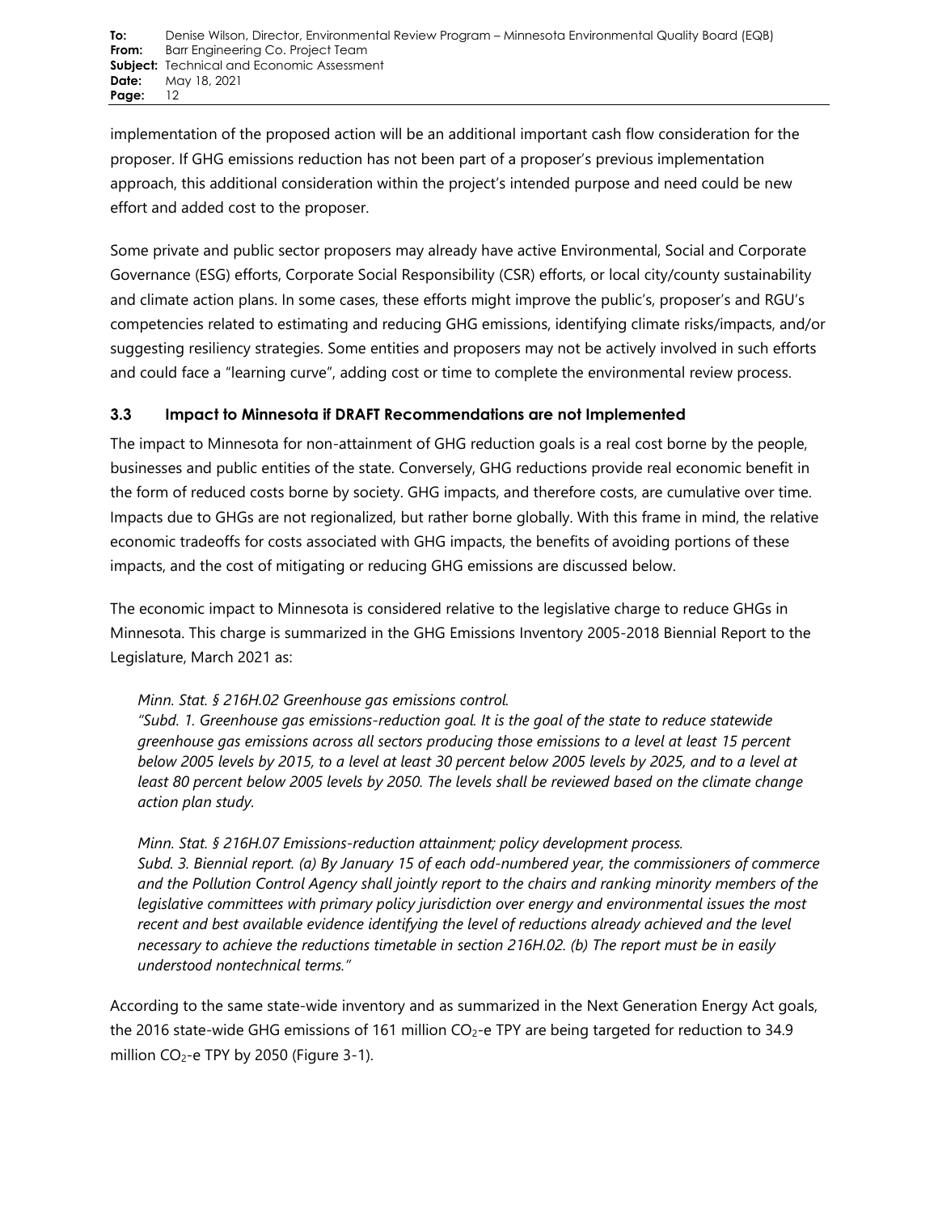implementation of the proposed action will be an additional important cash flow consideration for the proposer. If GHG emissions reduction has not been part of a proposer's previous implementation approach, this additional consideration within the project's intended purpose and need could be new effort and added cost to the proposer.

Some private and public sector proposers may already have active Environmental, Social and Corporate Governance (ESG) efforts, Corporate Social Responsibility (CSR) efforts, or local city/county sustainability and climate action plans. In some cases, these efforts might improve the public's, proposer's and RGU's competencies related to estimating and reducing GHG emissions, identifying climate risks/impacts, and/or suggesting resiliency strategies. Some entities and proposers may not be actively involved in such efforts and could face a "learning curve", adding cost or time to complete the environmental review process.

### 3.3 Impact to Minnesota if DRAFT Recommendations are not Implemented

The impact to Minnesota for non-attainment of GHG reduction goals is a real cost borne by the people, businesses and public entities of the state. Conversely, GHG reductions provide real economic benefit in the form of reduced costs borne by society. GHG impacts, and therefore costs, are cumulative over time. Impacts due to GHGs are not regionalized, but rather borne globally. With this frame in mind, the relative economic tradeoffs for costs associated with GHG impacts, the benefits of avoiding portions of these impacts, and the cost of mitigating or reducing GHG emissions are discussed below.

The economic impact to Minnesota is considered relative to the legislative charge to reduce GHGs in Minnesota. This charge is summarized in the GHG Emissions Inventory 2005-2018 Biennial Report to the Legislature, March 2021 as:

> *Minn. Stat. § 216H.02 Greenhouse gas emissions control.*
> *"Subd. 1. Greenhouse gas emissions-reduction goal. It is the goal of the state to reduce statewide greenhouse gas emissions across all sectors producing those emissions to a level at least 15 percent below 2005 levels by 2015, to a level at least 30 percent below 2005 levels by 2025, and to a level at least 80 percent below 2005 levels by 2050. The levels shall be reviewed based on the climate change action plan study.*
>
> *Minn. Stat. § 216H.07 Emissions-reduction attainment; policy development process.*
> *Subd. 3. Biennial report. (a) By January 15 of each odd-numbered year, the commissioners of commerce and the Pollution Control Agency shall jointly report to the chairs and ranking minority members of the legislative committees with primary policy jurisdiction over energy and environmental issues the most recent and best available evidence identifying the level of reductions already achieved and the level necessary to achieve the reductions timetable in section 216H.02. (b) The report must be in easily understood nontechnical terms."*

According to the same state-wide inventory and as summarized in the Next Generation Energy Act goals, the 2016 state-wide GHG emissions of 161 million $CO_2$-e TPY are being targeted for reduction to 34.9 million $CO_2$-e TPY by 2050 (Figure 3-1).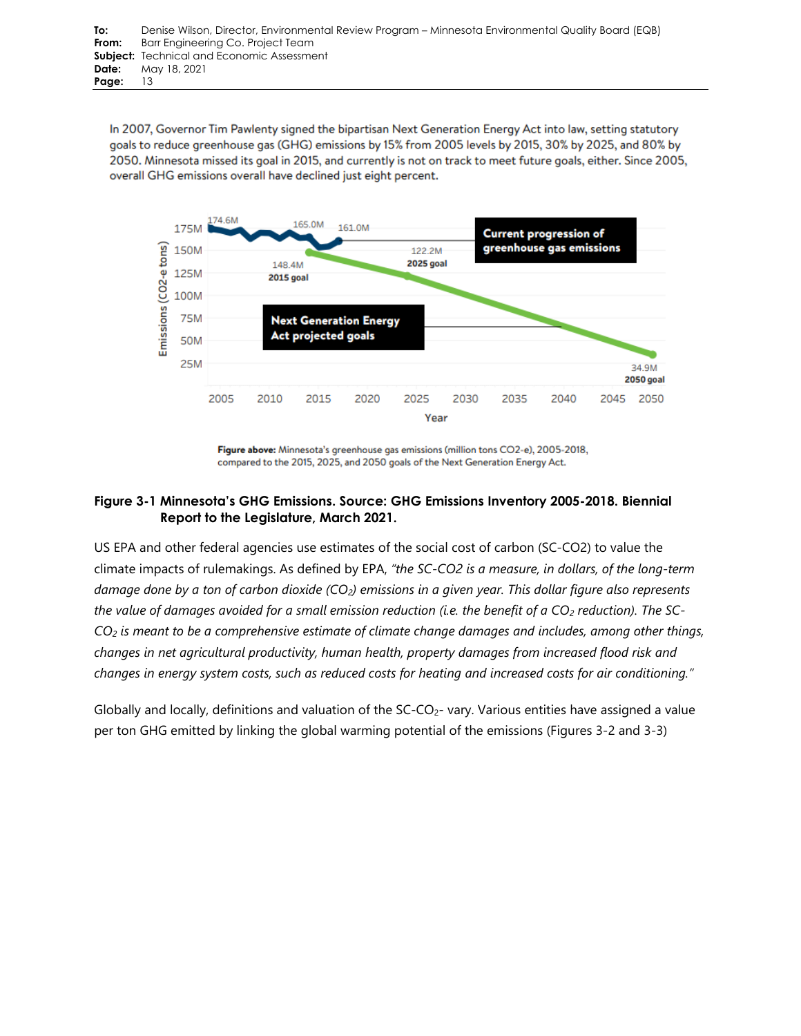In 2007, Governor Tim Pawlenty signed the bipartisan Next Generation Energy Act into law, setting statutory goals to reduce greenhouse gas (GHG) emissions by 15% from 2005 levels by 2015, 30% by 2025, and 80% by 2050. Minnesota missed its goal in 2015, and currently is not on track to meet future goals, either. Since 2005, overall GHG emissions overall have declined just eight percent.

**Figure above:** Minnesota's greenhouse gas emissions (million tons CO2-e), 2005-2018, compared to the 2015, 2025, and 2050 goals of the Next Generation Energy Act.

**Figure 3-1 Minnesota's GHG Emissions. Source: GHG Emissions Inventory 2005-2018. Biennial Report to the Legislature, March 2021.**

US EPA and other federal agencies use estimates of the social cost of carbon (SC-CO2) to value the climate impacts of rulemakings. As defined by EPA, *"the SC-CO2 is a measure, in dollars, of the long-term damage done by a ton of carbon dioxide ($CO_2$) emissions in a given year. This dollar figure also represents the value of damages avoided for a small emission reduction (i.e. the benefit of a $CO_2$ reduction). The SC-$CO_2$ is meant to be a comprehensive estimate of climate change damages and includes, among other things, changes in net agricultural productivity, human health, property damages from increased flood risk and changes in energy system costs, such as reduced costs for heating and increased costs for air conditioning."*

Globally and locally, definitions and valuation of the SC-$CO_2$- vary. Various entities have assigned a value per ton GHG emitted by linking the global warming potential of the emissions (Figures 3-2 and 3-3)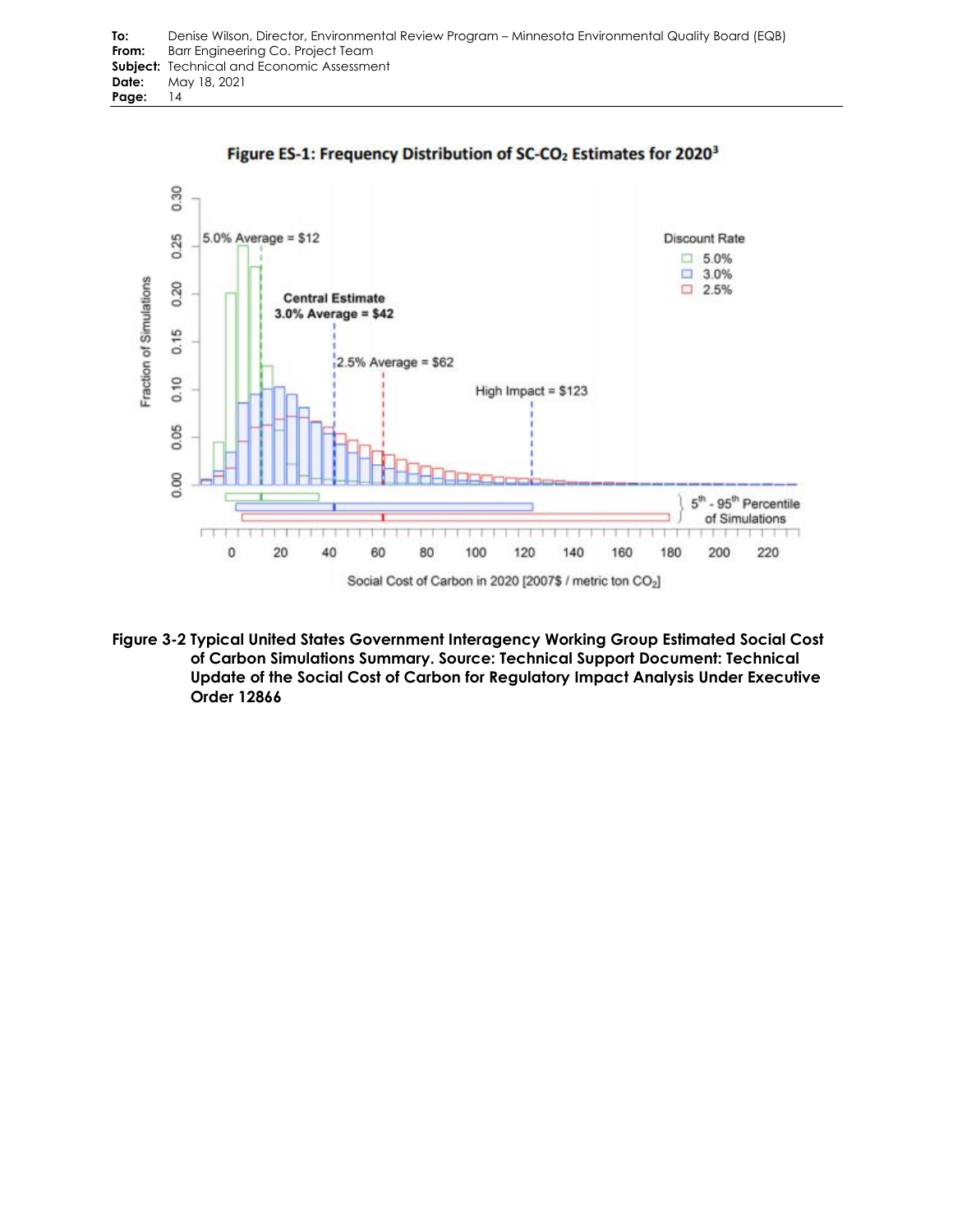Figure 3-2 Typical United States Government Interagency Working Group Estimated Social Cost of Carbon Simulations Summary. Source: Technical Support Document: Technical Update of the Social Cost of Carbon for Regulatory Impact Analysis Under Executive Order 12866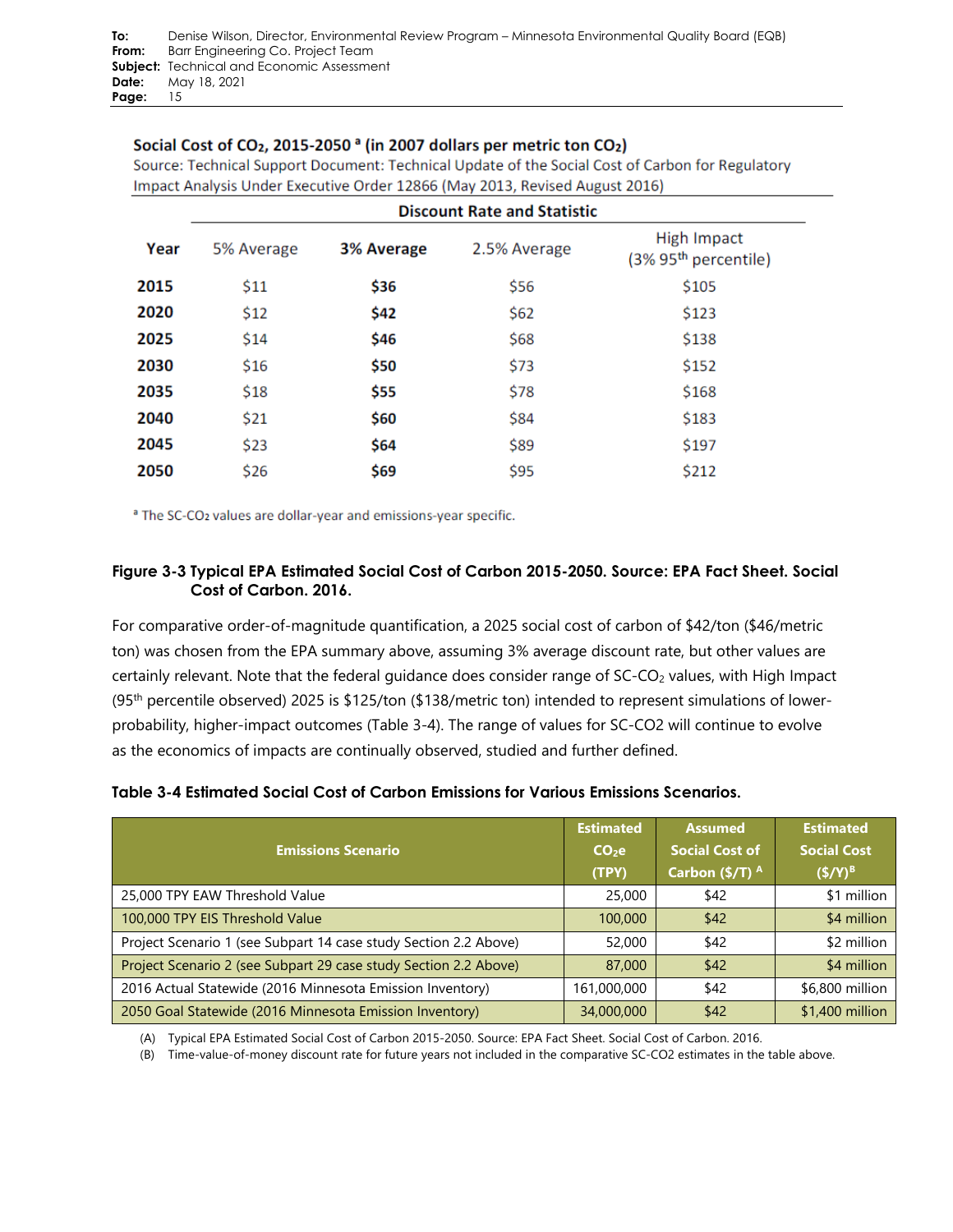**Social Cost of $CO_2$, 2015-2050 [a] (in 2007 dollars per metric ton $CO_2$)**

Source: Technical Support Document: Technical Update of the Social Cost of Carbon for Regulatory Impact Analysis Under Executive Order 12866 (May 2013, Revised August 2016)

| Year | Discount Rate and Statistic | | | |
|---|---|---|---|---|
| | 5% Average | **3% Average** | 2.5% Average | High Impact (3% 95th percentile) |
| **2015** | $11 | **$36** | $56 | $105 |
| **2020** | $12 | **$42** | $62 | $123 |
| **2025** | $14 | **$46** | $68 | $138 |
| **2030** | $16 | **$50** | $73 | $152 |
| **2035** | $18 | **$55** | $78 | $168 |
| **2040** | $21 | **$60** | $84 | $183 |
| **2045** | $23 | **$64** | $89 | $197 |
| **2050** | $26 | **$69** | $95 | $212 |

[a] The SC-$CO_2$ values are dollar-year and emissions-year specific.

**Figure 3-3 Typical EPA Estimated Social Cost of Carbon 2015-2050. Source: EPA Fact Sheet. Social Cost of Carbon. 2016.**

For comparative order-of-magnitude quantification, a 2025 social cost of carbon of $42/ton ($46/metric ton) was chosen from the EPA summary above, assuming 3% average discount rate, but other values are certainly relevant. Note that the federal guidance does consider range of SC-$CO_2$ values, with High Impact (95th percentile observed) 2025 is $125/ton ($138/metric ton) intended to represent simulations of lower-probability, higher-impact outcomes (Table 3-4). The range of values for SC-CO2 will continue to evolve as the economics of impacts are continually observed, studied and further defined.

**Table 3-4 Estimated Social Cost of Carbon Emissions for Various Emissions Scenarios.**

| Emissions Scenario | Estimated $CO_2e$ (TPY) | Assumed Social Cost of Carbon ($/T) [A] | Estimated Social Cost ($/Y)[B] |
|---|---|---|---|
| 25,000 TPY EAW Threshold Value | 25,000 | $42 | $1 million |
| 100,000 TPY EIS Threshold Value | 100,000 | $42 | $4 million |
| Project Scenario 1 (see Subpart 14 case study Section 2.2 Above) | 52,000 | $42 | $2 million |
| Project Scenario 2 (see Subpart 29 case study Section 2.2 Above) | 87,000 | $42 | $4 million |
| 2016 Actual Statewide (2016 Minnesota Emission Inventory) | 161,000,000 | $42 | $6,800 million |
| 2050 Goal Statewide (2016 Minnesota Emission Inventory) | 34,000,000 | $42 | $1,400 million |

(A) Typical EPA Estimated Social Cost of Carbon 2015-2050. Source: EPA Fact Sheet. Social Cost of Carbon. 2016.

(B) Time-value-of-money discount rate for future years not included in the comparative SC-CO2 estimates in the table above.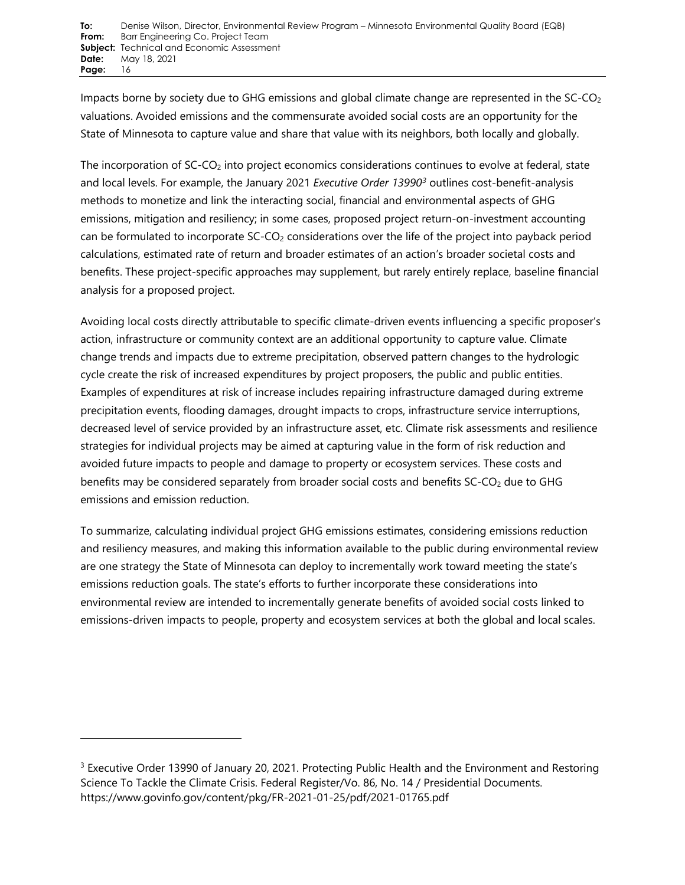Impacts borne by society due to GHG emissions and global climate change are represented in the SC-$CO_2$ valuations. Avoided emissions and the commensurate avoided social costs are an opportunity for the State of Minnesota to capture value and share that value with its neighbors, both locally and globally.

The incorporation of SC-$CO_2$ into project economics considerations continues to evolve at federal, state and local levels. For example, the January 2021 *Executive Order 13990*[3] outlines cost-benefit-analysis methods to monetize and link the interacting social, financial and environmental aspects of GHG emissions, mitigation and resiliency; in some cases, proposed project return-on-investment accounting can be formulated to incorporate SC-$CO_2$ considerations over the life of the project into payback period calculations, estimated rate of return and broader estimates of an action's broader societal costs and benefits. These project-specific approaches may supplement, but rarely entirely replace, baseline financial analysis for a proposed project.

Avoiding local costs directly attributable to specific climate-driven events influencing a specific proposer's action, infrastructure or community context are an additional opportunity to capture value. Climate change trends and impacts due to extreme precipitation, observed pattern changes to the hydrologic cycle create the risk of increased expenditures by project proposers, the public and public entities. Examples of expenditures at risk of increase includes repairing infrastructure damaged during extreme precipitation events, flooding damages, drought impacts to crops, infrastructure service interruptions, decreased level of service provided by an infrastructure asset, etc. Climate risk assessments and resilience strategies for individual projects may be aimed at capturing value in the form of risk reduction and avoided future impacts to people and damage to property or ecosystem services. These costs and benefits may be considered separately from broader social costs and benefits SC-$CO_2$ due to GHG emissions and emission reduction.

To summarize, calculating individual project GHG emissions estimates, considering emissions reduction and resiliency measures, and making this information available to the public during environmental review are one strategy the State of Minnesota can deploy to incrementally work toward meeting the state's emissions reduction goals. The state's efforts to further incorporate these considerations into environmental review are intended to incrementally generate benefits of avoided social costs linked to emissions-driven impacts to people, property and ecosystem services at both the global and local scales.

---

[3] Executive Order 13990 of January 20, 2021. Protecting Public Health and the Environment and Restoring Science To Tackle the Climate Crisis. Federal Register/Vo. 86, No. 14 / Presidential Documents. https://www.govinfo.gov/content/pkg/FR-2021-01-25/pdf/2021-01765.pdf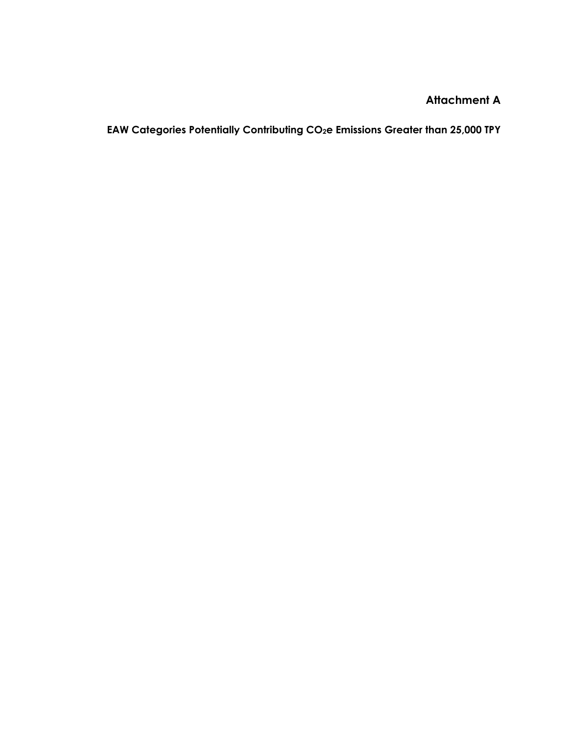# Attachment A

## EAW Categories Potentially Contributing $CO_2$e Emissions Greater than 25,000 TPY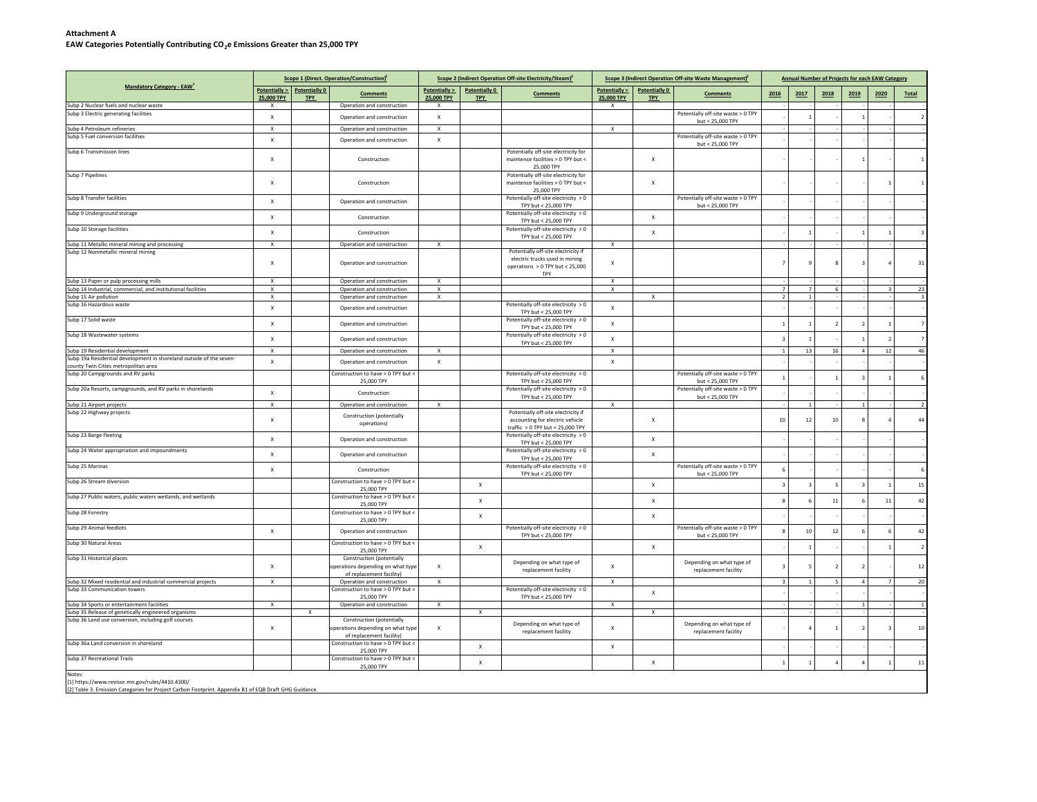**Attachment A**

**EAW Categories Potentially Contributing $CO_2$e Emissions Greater than 25,000 TPY**

| Mandatory Category - EAW[1] | Scope 1 (Direct. Operation/Construction)[2] | | | Scope 2 (Indirect Operation Off-site Electricity/Steam)[2] | | | Scope 3 (Indirect Operation Off-site Waste Management)[2] | | | Annual Number of Projects for each EAW Category | | | | | |
|---|---|---|---|---|---|---|---|---|---|---|---|---|---|---|---|
| | Potentially > 25,000 TPY | Potentially 0 TPY | Comments | Potentially > 25,000 TPY | Potentially 0 TPY | Comments | Potentially > 25,000 TPY | Potentially 0 TPY | Comments | 2016 | 2017 | 2018 | 2019 | 2020 | Total |
| Subp 2 Nuclear fuels and nuclear waste | X | | Operation and construction | X | | | X | | | - | - | - | - | - | - |
| Subp 3 Electric generating facilities | X | | Operation and construction | X | | | | | Potentially off-site waste > 0 TPY but < 25,000 TPY | - | 1 | - | 1 | - | 2 |
| Subp 4 Petroleum refineries | X | | Operation and construction | X | | | X | | | - | - | - | - | - | - |
| Subp 5 Fuel conversion facilities | X | | Operation and construction | X | | | | | Potentially off-site waste > 0 TPY but < 25,000 TPY | - | - | - | - | - | - |
| Subp 6 Transmission lines | X | | Construction | | | Potentially off-site electricity for maintence facilities > 0 TPY but < 25,000 TPY | | X | | - | - | - | 1 | - | 1 |
| Subp 7 Pipelines | X | | Construction | | | Potentially off-site electricity for maintence facilities > 0 TPY but < 25,000 TPY | | X | | - | - | - | - | 1 | 1 |
| Subp 8 Transfer facilities | X | | Operation and construction | | | Potentially off-site electricity > 0 TPY but < 25,000 TPY | | | Potentially off-site waste > 0 TPY but < 25,000 TPY | - | - | - | - | - | - |
| Subp 9 Underground storage | X | | Construction | | | Potentially off-site electricity > 0 TPY but < 25,000 TPY | | X | | - | - | - | - | - | - |
| Subp 10 Storage facilities | X | | Construction | | | Potentially off-site electricity > 0 TPY but < 25,000 TPY | | X | | - | 1 | - | 1 | 1 | 3 |
| Subp 11 Metallic mineral mining and processing | X | | Operation and construction | X | | | X | | | - | - | - | - | - | - |
| Subp 12 Nonmetallic mineral mining | X | | Operation and construction | | | Potentially off-site electricity if electric trucks used in mining operations > 0 TPY but < 25,000 TPY | X | | | 7 | 9 | 8 | 3 | 4 | 31 |
| Subp 13 Paper or pulp processing mills | X | | Operation and construction | X | | | X | | | - | - | - | - | - | - |
| Subp 14 Industrial, commercial, and institutional facilities | X | | Operation and construction | X | | | X | | | 7 | 7 | 6 | - | 3 | 23 |
| Subp 15 Air pollution | X | | Operation and construction | X | | | | X | | 2 | 1 | - | - | - | 3 |
| Subp 16 Hazardous waste | X | | Operation and construction | | | Potentially off-site electricity > 0 TPY but < 25,000 TPY | X | | | - | - | - | - | - | - |
| Subp 17 Solid waste | X | | Operation and construction | | | Potentially off-site electricity > 0 TPY but < 25,000 TPY | X | | | 1 | 1 | 2 | 2 | 1 | 7 |
| Subp 18 Wastewater systems | X | | Operation and construction | | | Potentially off-site electricity > 0 TPY but < 25,000 TPY | X | | | 3 | 1 | - | 1 | 2 | 7 |
| Subp 19 Residential development | X | | Operation and construction | X | | | X | | | 1 | 13 | 16 | 4 | 12 | 46 |
| Subp 19a Residential development in shoreland outside of the seven-county Twin Cities metropolitan area | X | | Operation and construction | X | | | X | | | - | - | - | - | - | - |
| Subp 20 Campgrounds and RV parks | | | Construction to have > 0 TPY but < 25,000 TPY | | | Potentially off-site electricity > 0 TPY but < 25,000 TPY | | | Potentially off-site waste > 0 TPY but < 25,000 TPY | 1 | - | 1 | 3 | 1 | 6 |
| Subp 20a Resorts, campgrounds, and RV parks in shorelands | X | | Construction | | | Potentially off-site electricity > 0 TPY but < 25,000 TPY | | | Potentially off-site waste > 0 TPY but < 25,000 TPY | - | - | - | - | - | - |
| Subp 21 Airport projects | X | | Operation and construction | X | | | X | | | - | 1 | - | 1 | - | 2 |
| Subp 22 Highway projects | X | | Construction (potentially operations) | | | Potentially off-site electricity if accounting for electric vehicle traffic > 0 TPY but < 25,000 TPY | | X | | 10 | 12 | 10 | 8 | 4 | 44 |
| Subp 23 Barge fleeting | X | | Operation and construction | | | Potentially off-site electricity > 0 TPY but < 25,000 TPY | | X | | - | - | - | - | - | - |
| Subp 24 Water appropriation and impoundments | X | | Operation and construction | | | Potentially off-site electricity > 0 TPY but < 25,000 TPY | | X | | - | - | - | - | - | - |
| Subp 25 Marinas | X | | Construction | | | Potentially off-site electricity > 0 TPY but < 25,000 TPY | | | Potentially off-site waste > 0 TPY but < 25,000 TPY | 6 | - | - | - | - | 6 |
| Subp 26 Stream diversion | | | Construction to have > 0 TPY but < 25,000 TPY | | X | | | X | | 3 | 3 | 5 | 3 | 1 | 15 |
| Subp 27 Public waters, public waters wetlands, and wetlands | | | Construction to have > 0 TPY but < 25,000 TPY | | X | | | X | | 8 | 6 | 11 | 6 | 11 | 42 |
| Subp 28 Forestry | | | Construction to have > 0 TPY but < 25,000 TPY | | X | | | X | | - | - | - | - | - | - |
| Subp 29 Animal feedlots | X | | Operation and construction | | | Potentially off-site electricity > 0 TPY but < 25,000 TPY | | | Potentially off-site waste > 0 TPY but < 25,000 TPY | 8 | 10 | 12 | 6 | 6 | 42 |
| Subp 30 Natural Areas | | | Construction to have > 0 TPY but < 25,000 TPY | | X | | | X | | - | 1 | - | - | 1 | 2 |
| Subp 31 Historical places | X | | Construction (potentially operations depending on what type of replacement facility) | X | | Depending on what type of replacement facility | X | | Depending on what type of replacement facility | 3 | 5 | 2 | 2 | - | 12 |
| Subp 32 Mixed residential and industrial-commercial projects | X | | Operation and construction | X | | | X | | | 3 | 1 | 5 | 4 | 7 | 20 |
| Subp 33 Communication towers | | | Construction to have > 0 TPY but < 25,000 TPY | | | Potentially off-site electricity > 0 TPY but < 25,000 TPY | | X | | - | - | - | - | - | - |
| Subp 34 Sports or entertainment facilities | X | | Operation and construction | X | | | X | | | - | - | - | 1 | - | 1 |
| Subp 35 Release of genetically engineered organisms | | X | | | X | | | X | | - | - | - | - | - | - |
| Subp 36 Land use conversion, including golf courses | X | | Construction (potentially operations depending on what type of replacement facility) | X | | Depending on what type of replacement facility | X | | Depending on what type of replacement facility | - | 4 | 1 | 2 | 3 | 10 |
| Subp 36a Land conversion in shoreland | | | Construction to have > 0 TPY but < 25,000 TPY | | X | | X | | | - | - | - | - | - | - |
| Subp 37 Recreational Trails | | | Construction to have > 0 TPY but < 25,000 TPY | | X | | | X | | 1 | 1 | 4 | 4 | 1 | 11 |

Notes:

[1] https://www.revisor.mn.gov/rules/4410.4300/

[2] Table 3. Emission Categories for Project Carbon Footprint. Appendix B1 of EQB Draft GHG Guidance.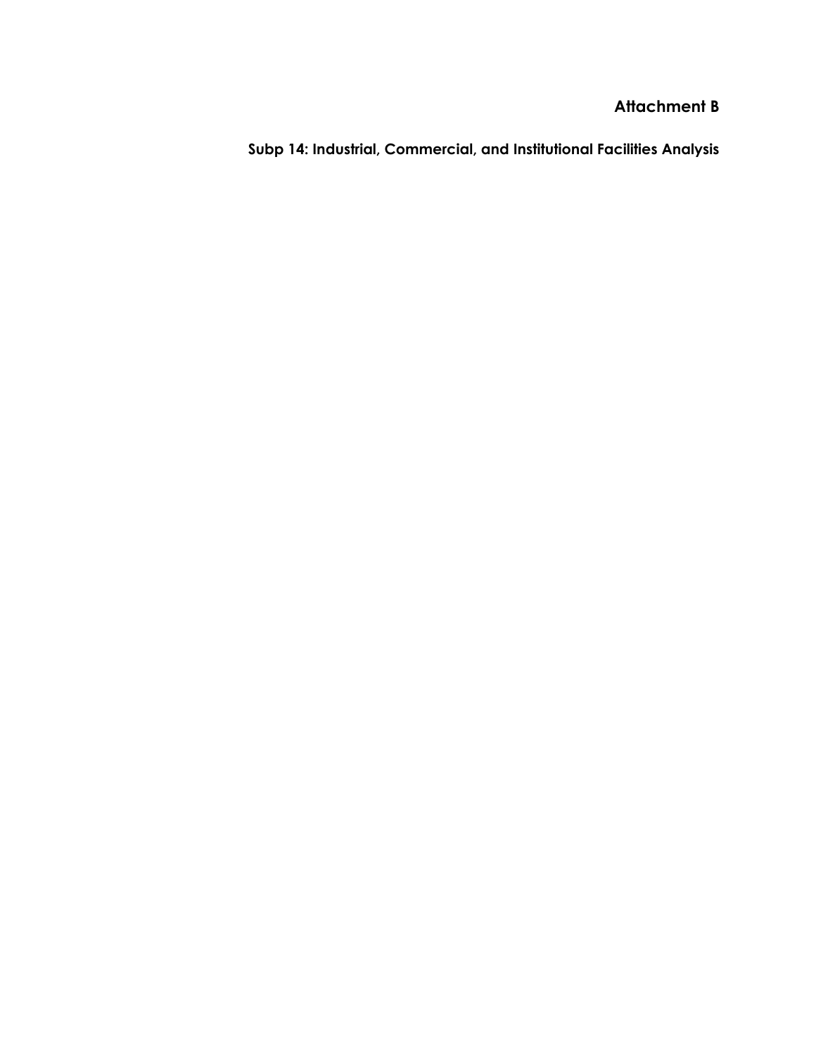# Attachment B

## Subp 14: Industrial, Commercial, and Institutional Facilities Analysis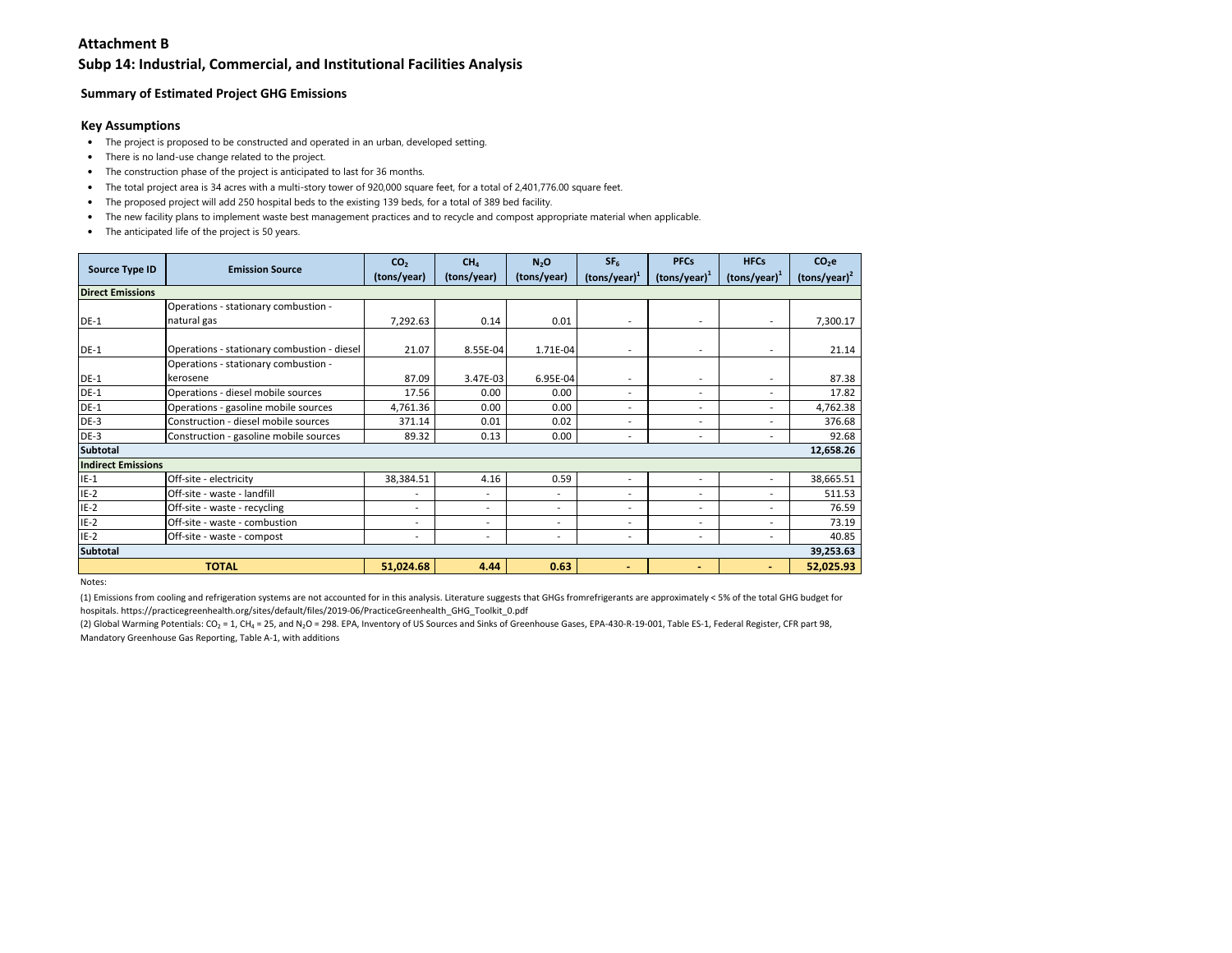## Attachment B

## Subp 14: Industrial, Commercial, and Institutional Facilities Analysis

### Summary of Estimated Project GHG Emissions

### Key Assumptions

- The project is proposed to be constructed and operated in an urban, developed setting.
- There is no land-use change related to the project.
- The construction phase of the project is anticipated to last for 36 months.
- The total project area is 34 acres with a multi-story tower of 920,000 square feet, for a total of 2,401,776.00 square feet.
- The proposed project will add 250 hospital beds to the existing 139 beds, for a total of 389 bed facility.
- The new facility plans to implement waste best management practices and to recycle and compost appropriate material when applicable.
- The anticipated life of the project is 50 years.

| Source Type ID | Emission Source | $CO_2$ (tons/year) | $CH_4$ (tons/year) | $N_2O$ (tons/year) | $SF_6$ (tons/year)[1] | PFCs (tons/year)[1] | HFCs (tons/year)[1] | $CO_2e$ (tons/year)[2] |
|---|---|---|---|---|---|---|---|---|
| **Direct Emissions** | | | | | | | | |
| DE-1 | Operations - stationary combustion - natural gas | 7,292.63 | 0.14 | 0.01 | - | - | - | 7,300.17 |
| DE-1 | Operations - stationary combustion - diesel | 21.07 | 8.55E-04 | 1.71E-04 | - | - | - | 21.14 |
| DE-1 | Operations - stationary combustion - kerosene | 87.09 | 3.47E-03 | 6.95E-04 | - | - | - | 87.38 |
| DE-1 | Operations - diesel mobile sources | 17.56 | 0.00 | 0.00 | - | - | - | 17.82 |
| DE-1 | Operations - gasoline mobile sources | 4,761.36 | 0.00 | 0.00 | - | - | - | 4,762.38 |
| DE-3 | Construction - diesel mobile sources | 371.14 | 0.01 | 0.02 | - | - | - | 376.68 |
| DE-3 | Construction - gasoline mobile sources | 89.32 | 0.13 | 0.00 | - | - | - | 92.68 |
| **Subtotal** | | | | | | | | **12,658.26** |
| **Indirect Emissions** | | | | | | | | |
| IE-1 | Off-site - electricity | 38,384.51 | 4.16 | 0.59 | - | - | - | 38,665.51 |
| IE-2 | Off-site - waste - landfill | - | - | - | - | - | - | 511.53 |
| IE-2 | Off-site - waste - recycling | - | - | - | - | - | - | 76.59 |
| IE-2 | Off-site - waste - combustion | - | - | - | - | - | - | 73.19 |
| IE-2 | Off-site - waste - compost | - | - | - | - | - | - | 40.85 |
| **Subtotal** | | | | | | | | **39,253.63** |
| **TOTAL** | | **51,024.68** | **4.44** | **0.63** | **-** | **-** | **-** | **52,025.93** |

Notes:

(1) Emissions from cooling and refrigeration systems are not accounted for in this analysis. Literature suggests that GHGs fromrefrigerants are approximately < 5% of the total GHG budget for hospitals. https://practicegreenhealth.org/sites/default/files/2019-06/PracticeGreenhealth_GHG_Toolkit_0.pdf

(2) Global Warming Potentials: $CO_2$ = 1, $CH_4$ = 25, and $N_2O$ = 298. EPA, Inventory of US Sources and Sinks of Greenhouse Gases, EPA-430-R-19-001, Table ES-1, Federal Register, CFR part 98, Mandatory Greenhouse Gas Reporting, Table A-1, with additions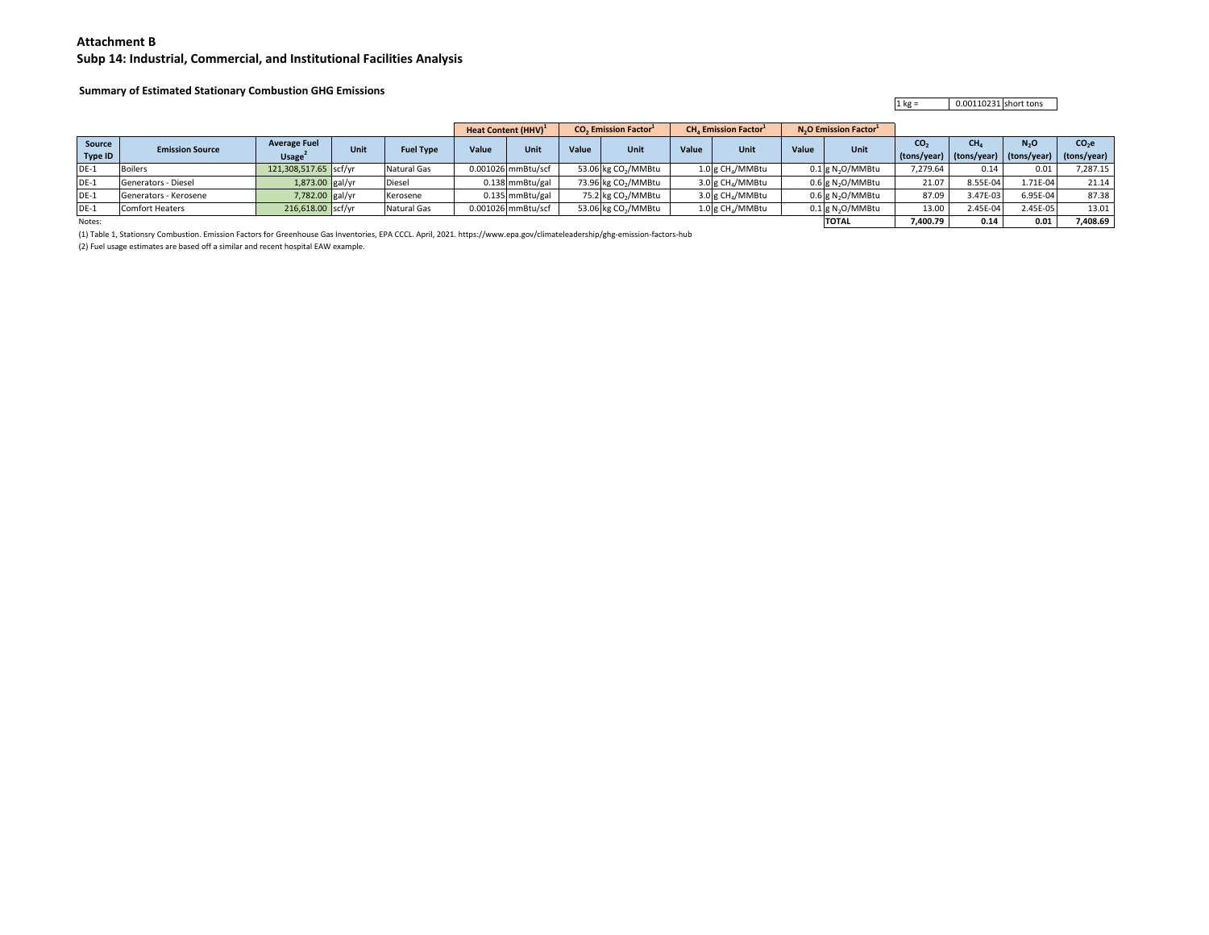**Attachment B**

**Subp 14: Industrial, Commercial, and Institutional Facilities Analysis**

**Summary of Estimated Stationary Combustion GHG Emissions**

| 1 kg = | 0.00110231 | short tons |
|---|---|---|

| | | | | | Heat Content (HHV)[1] | | $CO_2$ Emission Factor[1] | | $CH_4$ Emission Factor[1] | | $N_2O$ Emission Factor[1] | | | | | |
|---|---|---|---|---|---|---|---|---|---|---|---|---|---|---|---|---|
| **Source Type ID** | **Emission Source** | **Average Fuel Usage[2]** | **Unit** | **Fuel Type** | **Value** | **Unit** | **Value** | **Unit** | **Value** | **Unit** | **Value** | **Unit** | **$CO_2$ (tons/year)** | **$CH_4$ (tons/year)** | **$N_2O$ (tons/year)** | **$CO_2e$ (tons/year)** |
| DE-1 | Boilers | 121,308,517.65 | scf/yr | Natural Gas | 0.001026 | mmBtu/scf | 53.06 | kg $CO_2$/MMBtu | 1.0 | g $CH_4$/MMBtu | 0.1 | g $N_2O$/MMBtu | 7,279.64 | 0.14 | 0.01 | 7,287.15 |
| DE-1 | Generators - Diesel | 1,873.00 | gal/yr | Diesel | 0.138 | mmBtu/gal | 73.96 | kg $CO_2$/MMBtu | 3.0 | g $CH_4$/MMBtu | 0.6 | g $N_2O$/MMBtu | 21.07 | 8.55E-04 | 1.71E-04 | 21.14 |
| DE-1 | Generators - Kerosene | 7,782.00 | gal/yr | Kerosene | 0.135 | mmBtu/gal | 75.2 | kg $CO_2$/MMBtu | 3.0 | g $CH_4$/MMBtu | 0.6 | g $N_2O$/MMBtu | 87.09 | 3.47E-03 | 6.95E-04 | 87.38 |
| DE-1 | Comfort Heaters | 216,618.00 | scf/yr | Natural Gas | 0.001026 | mmBtu/scf | 53.06 | kg $CO_2$/MMBtu | 1.0 | g $CH_4$/MMBtu | 0.1 | g $N_2O$/MMBtu | 13.00 | 2.45E-04 | 2.45E-05 | 13.01 |
| | | | | | | | | | | | | **TOTAL** | **7,400.79** | **0.14** | **0.01** | **7,408.69** |

Notes:

(1) Table 1, Stationsry Combustion. Emission Factors for Greenhouse Gas Inventories, EPA CCCL. April, 2021. https://www.epa.gov/climateleadership/ghg-emission-factors-hub

(2) Fuel usage estimates are based off a similar and recent hospital EAW example.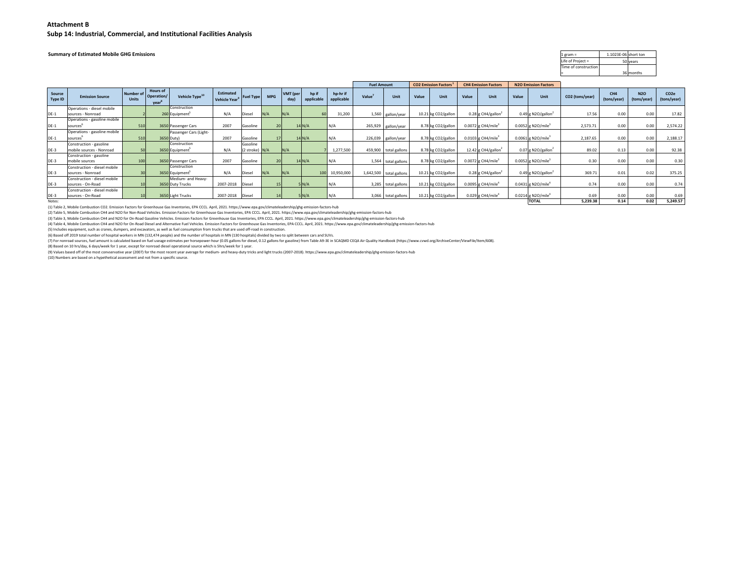**Attachment B**

**Subp 14: Industrial, Commercial, and Institutional Facilities Analysis**

**Summary of Estimated Mobile GHG Emissions**

| | | |
|---|---|---|
| 1 gram = | 1.1023E-06 | short ton |
| Life of Project = | 50 | years |
| Time of construction = | 36 | months |

| Source Type ID | Emission Source | Number of Units | Hours of Operation/ year[8] | Vehicle Type[10] | Estimated Vehicle Year[9] | Fuel Type | MPG | VMT (per day) | hp if applicable | hp-hr if applicable | Fuel Amount | | CO2 Emission Factors[1] | | CH4 Emission Factors | | N2O Emission Factors | | CO2 (tons/year) | CH4 (tons/year) | N2O (tons/year) | CO2e (tons/year) |
|---|---|---|---|---|---|---|---|---|---|---|---|---|---|---|---|---|---|---|---|---|---|---|
| | | | | | | | | | | | Value[7] | Unit | Value | Unit | Value | Unit | Value | Unit | | | | |
| DE-1 | Operations - diesel mobile sources - Nonroad | 2 | 260 | Construction Equipment[5] | N/A | Diesel | N/A | N/A | 60 | 31,200 | 1,560 | gallon/year | 10.21 | kg CO2/gallon | 0.28 | g CH4/gallon[2] | 0.49 | g N2O/gallon[2] | 17.56 | 0.00 | 0.00 | 17.82 |
| DE-1 | Operations - gasoline mobile sources[6] | 510 | 3650 | Passenger Cars | 2007 | Gasoline | 20 | 14 | N/A | N/A | 265,929 | gallon/year | 8.78 | kg CO2/gallon | 0.0072 | g CH4/mile[3] | 0.0052 | g N2O/mile[3] | 2,573.71 | 0.00 | 0.00 | 2,574.22 |
| DE-1 | Operations - gasoline mobile sources[6] | 510 | 3650 | Passenger Cars (Light-Duty) | 2007 | Gasoline | 17 | 14 | N/A | N/A | 226,039 | gallon/year | 8.78 | kg CO2/gallon | 0.0103 | g CH4/mile[3] | 0.0061 | g N2O/mile[3] | 2,187.65 | 0.00 | 0.00 | 2,188.17 |
| DE-3 | Construction - gasoline mobile sources - Nonroad | 50 | 3650 | Construction Equipment[5] | N/A | Gasoline (2 stroke) | N/A | N/A | 7 | 1,277,500 | 459,900 | total gallons | 8.78 | kg CO2/gallon | 12.42 | g CH4/gallon[2] | 0.07 | g N2O/gallon[2] | 89.02 | 0.13 | 0.00 | 92.38 |
| DE-3 | Construction - gasoline mobile sources | 100 | 3650 | Passenger Cars | 2007 | Gasoline | 20 | 14 | N/A | N/A | 1,564 | total gallons | 8.78 | kg CO2/gallon | 0.0072 | g CH4/mile[3] | 0.0052 | g N2O/mile[3] | 0.30 | 0.00 | 0.00 | 0.30 |
| DE-3 | Construction - diesel mobile sources - Nonroad | 30 | 3650 | Construction Equipment[5] | N/A | Diesel | N/A | N/A | 100 | 10,950,000 | 1,642,500 | total gallons | 10.21 | kg CO2/gallon | 0.28 | g CH4/gallon[2] | 0.49 | g N2O/gallon[2] | 369.71 | 0.01 | 0.02 | 375.25 |
| DE-3 | Construction - diesel mobile sources - On-Road | 10 | 3650 | Medium- and Heavy-Duty Trucks | 2007-2018 | Diesel | 15 | 5 | N/A | N/A | 3,285 | total gallons | 10.21 | kg CO2/gallon | 0.0095 | g CH4/mile[4] | 0.0431 | g N2O/mile[4] | 0.74 | 0.00 | 0.00 | 0.74 |
| DE-3 | Construction - diesel mobile sources - On-Road | 10 | 3650 | Light Trucks | 2007-2018 | Diesel | 14 | 5 | N/A | N/A | 3,066 | total gallons | 10.21 | kg CO2/gallon | 0.029 | g CH4/mile[4] | 0.0214 | g N2O/mile[4] | 0.69 | 0.00 | 0.00 | 0.69 |
| | | | | | | | | | | | | | | | | | | **TOTAL** | **5,239.38** | **0.14** | **0.02** | **5,249.57** |

Notes:

(1) Table 2, Mobile Combustion CO2. Emission Factors for Greenhouse Gas Inventories, EPA CCCL. April, 2021. https://www.epa.gov/climateleadership/ghg-emission-factors-hub

(2) Table 5, Mobile Combustion CH4 and N2O for Non-Road Vehicles. Emission Factors for Greenhouse Gas Inventories, EPA CCCL. April, 2021. https://www.epa.gov/climateleadership/ghg-emission-factors-hub

(3) Table 3, Mobile Combustion CH4 and N2O for On-Road Gasoline Vehicles. Emission Factors for Greenhouse Gas Inventories, EPA CCCL. April, 2021. https://www.epa.gov/climateleadership/ghg-emission-factors-hub

(4) Table 4, Mobile Combustion CH4 and N2O for On-Road Diesel and Alternative Fuel Vehicles. Emission Factors for Greenhouse Gas Inventories, EPA CCCL. April, 2021. https://www.epa.gov/climateleadership/ghg-emission-factors-hub

(5) Includes equipment, such as cranes, dumpers, and excavators, as well as fuel consumption from trucks that are used off-road in construction.

(6) Based off 2019 total number of hospital workers in MN (132,474 people) and the number of hospitals in MN (130 hospitals) divided by two to split between cars and SUVs.

(7) For nonroad sources, fuel amount is calculated based on fuel useage estimates per horsepower-hour (0.05 gallons for diesel, 0.12 gallons for gasoline) from Table A9-3E in SCAQMD CEQA Air Quality Handbook (https://www.cvwd.org/ArchiveCenter/ViewFile/Item/608).

(8) Based on 10 hrs/day, 6 days/week for 1 year, except for nonroad diesel operational source which is 5hrs/week for 1 year.

(9) Values based off of the most convservative year (2007) for the most recent year average for medium- and heavy-duty tricks and light trucks (2007-2018). https://www.epa.gov/climateleadership/ghg-emission-factors-hub

(10) Numbers are based on a hypethetical assessment and not from a specific source.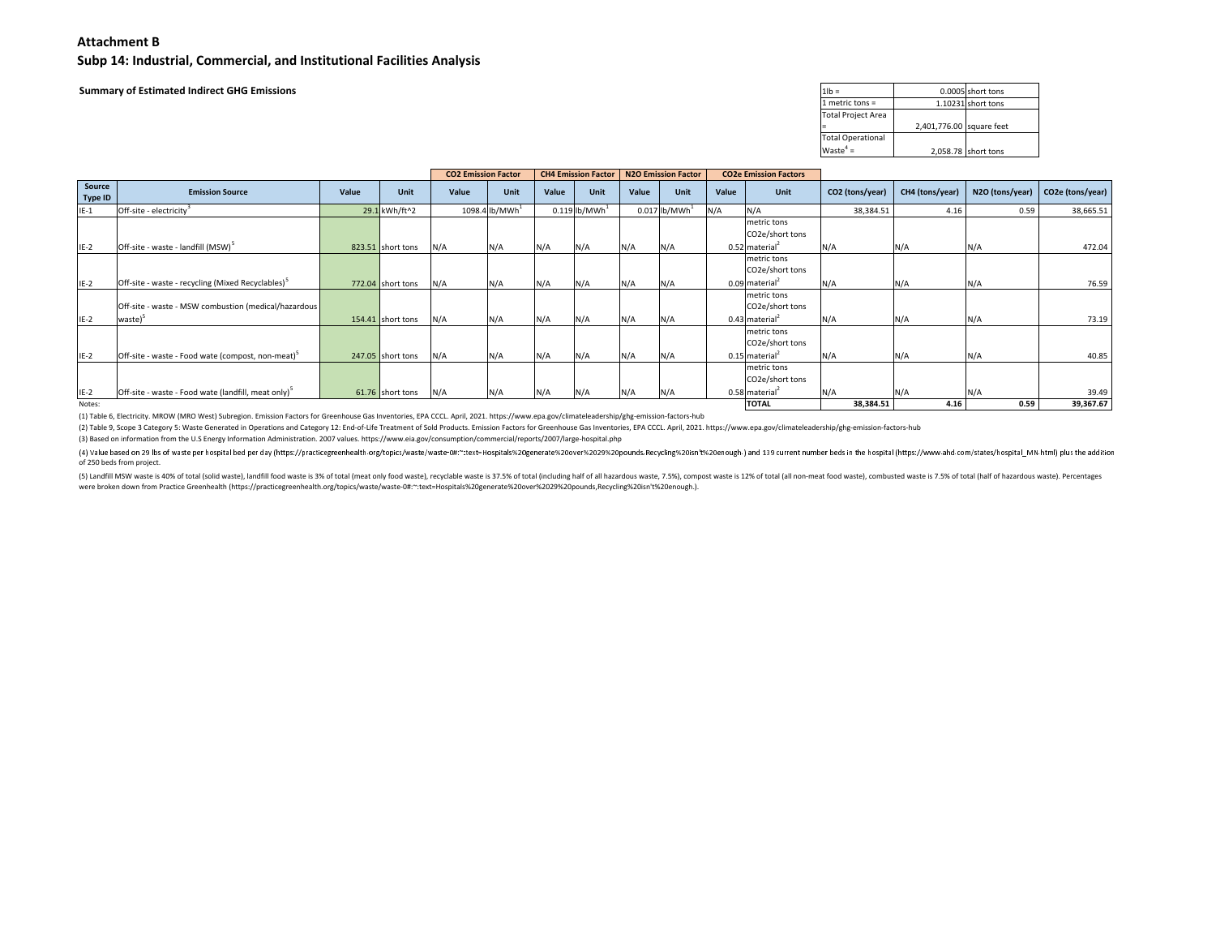**Attachment B**

**Subp 14: Industrial, Commercial, and Institutional Facilities Analysis**

**Summary of Estimated Indirect GHG Emissions**

| | | |
|---|---|---|
| 1lb = | 0.0005 | short tons |
| 1 metric tons = | 1.10231 | short tons |
| Total Project Area = | 2,401,776.00 | square feet |
| Total Operational Waste[4] = | 2,058.78 | short tons |

| Source Type ID | Emission Source | Value | Unit | CO2 Emission Factor | | CH4 Emission Factor | | N2O Emission Factor | | CO2e Emission Factors | | CO2 (tons/year) | CH4 (tons/year) | N2O (tons/year) | CO2e (tons/year) |
|---|---|---|---|---|---|---|---|---|---|---|---|---|---|---|---|
| | | | | Value | Unit | Value | Unit | Value | Unit | Value | Unit | | | | |
| IE-1 | Off-site - electricity[3] | 29.1 | kWh/ft^2 | 1098.4 | lb/MWh[1] | 0.119 | lb/MWh[1] | 0.017 | lb/MWh[1] | N/A | N/A | 38,384.51 | 4.16 | 0.59 | 38,665.51 |
| IE-2 | Off-site - waste - landfill (MSW)[5] | 823.51 | short tons | N/A | N/A | N/A | N/A | N/A | N/A | 0.52 | metric tons CO2e/short tons material[2] | N/A | N/A | N/A | 472.04 |
| IE-2 | Off-site - waste - recycling (Mixed Recyclables)[5] | 772.04 | short tons | N/A | N/A | N/A | N/A | N/A | N/A | 0.09 | metric tons CO2e/short tons material[2] | N/A | N/A | N/A | 76.59 |
| IE-2 | Off-site - waste - MSW combustion (medical/hazardous waste)[5] | 154.41 | short tons | N/A | N/A | N/A | N/A | N/A | N/A | 0.43 | metric tons CO2e/short tons material[2] | N/A | N/A | N/A | 73.19 |
| IE-2 | Off-site - waste - Food wate (compost, non-meat)[5] | 247.05 | short tons | N/A | N/A | N/A | N/A | N/A | N/A | 0.15 | metric tons CO2e/short tons material[2] | N/A | N/A | N/A | 40.85 |
| IE-2 | Off-site - waste - Food wate (landfill, meat only)[5] | 61.76 | short tons | N/A | N/A | N/A | N/A | N/A | N/A | 0.58 | metric tons CO2e/short tons material[2] | N/A | N/A | N/A | 39.49 |
| | | | | | | | | | | | **TOTAL** | **38,384.51** | **4.16** | **0.59** | **39,367.67** |

Notes:

(1) Table 6, Electricity. MROW (MRO West) Subregion. Emission Factors for Greenhouse Gas Inventories, EPA CCCL. April, 2021. https://www.epa.gov/climateleadership/ghg-emission-factors-hub

(2) Table 9, Scope 3 Category 5: Waste Generated in Operations and Category 12: End-of-Life Treatment of Sold Products. Emission Factors for Greenhouse Gas Inventories, EPA CCCL. April, 2021. https://www.epa.gov/climateleadership/ghg-emission-factors-hub

(3) Based on information from the U.S Energy Information Administration. 2007 values. https://www.eia.gov/consumption/commercial/reports/2007/large-hospital.php

(4) Value based on 29 lbs of waste per hospital bed per day (https://practicegreenhealth.org/topics/waste/waste-0#:~:text=Hospitals%20generate%20over%2029%20pounds,Recycling%20isn't%20enough.) and 139 current number beds in the hospital (https://www.ahd.com/states/hospital_MN.html) plus the addition of 250 beds from project.

(5) Landfill MSW waste is 40% of total (solid waste), landfill food waste is 3% of total (meat only food waste), recyclable waste is 37.5% of total (including half of all hazardous waste, 7.5%), compost waste is 12% of total (all non-meat food waste), combusted waste is 7.5% of total (half of hazardous waste). Percentages were broken down from Practice Greenhealth (https://practicegreenhealth.org/topics/waste/waste-0#:~:text=Hospitals%20generate%20over%2029%20pounds,Recycling%20isn't%20enough.).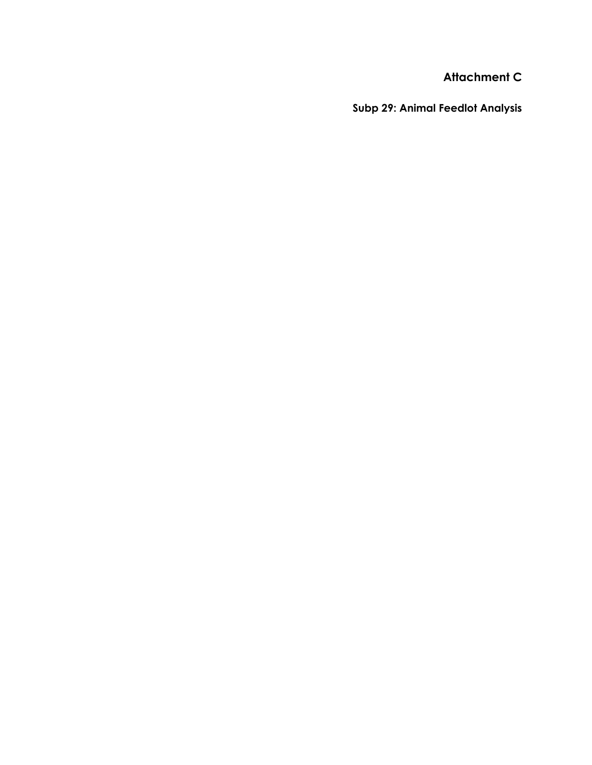# Attachment C

## Subp 29: Animal Feedlot Analysis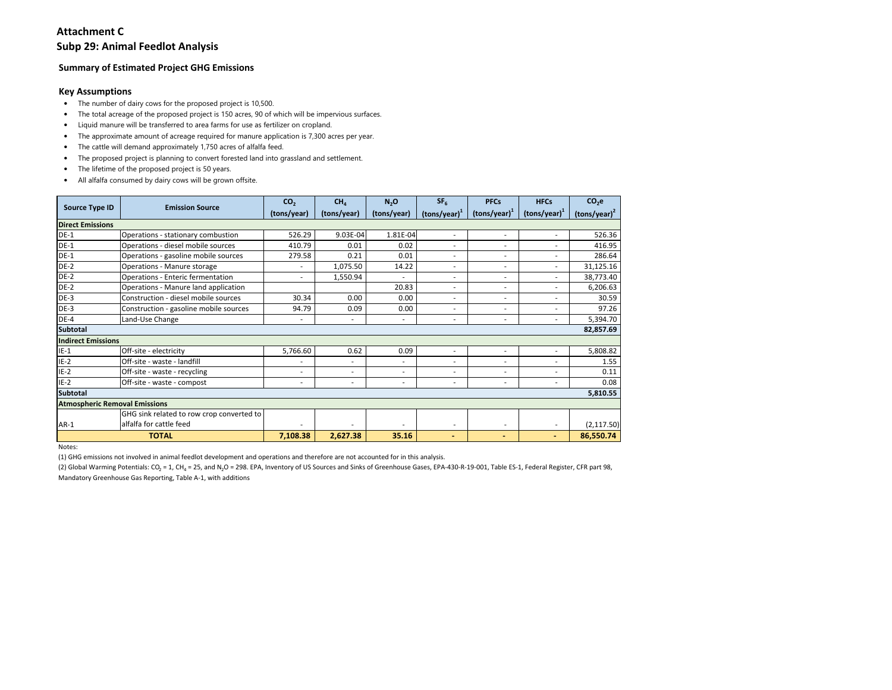# Attachment C

## Subp 29: Animal Feedlot Analysis

### Summary of Estimated Project GHG Emissions

### Key Assumptions

- The number of dairy cows for the proposed project is 10,500.
- The total acreage of the proposed project is 150 acres, 90 of which will be impervious surfaces.
- Liquid manure will be transferred to area farms for use as fertilizer on cropland.
- The approximate amount of acreage required for manure application is 7,300 acres per year.
- The cattle will demand approximately 1,750 acres of alfalfa feed.
- The proposed project is planning to convert forested land into grassland and settlement.
- The lifetime of the proposed project is 50 years.
- All alfalfa consumed by dairy cows will be grown offsite.

| Source Type ID | Emission Source | $CO_2$ (tons/year) | $CH_4$ (tons/year) | $N_2O$ (tons/year) | $SF_6$ (tons/year)[1] | PFCs (tons/year)[1] | HFCs (tons/year)[1] | $CO_2e$ (tons/year)[2] |
|---|---|---|---|---|---|---|---|---|
| **Direct Emissions** | | | | | | | | |
| DE-1 | Operations - stationary combustion | 526.29 | 9.03E-04 | 1.81E-04 | - | - | - | 526.36 |
| DE-1 | Operations - diesel mobile sources | 410.79 | 0.01 | 0.02 | - | - | - | 416.95 |
| DE-1 | Operations - gasoline mobile sources | 279.58 | 0.21 | 0.01 | - | - | - | 286.64 |
| DE-2 | Operations - Manure storage | - | 1,075.50 | 14.22 | - | - | - | 31,125.16 |
| DE-2 | Operations - Enteric fermentation | - | 1,550.94 | - | - | - | - | 38,773.40 |
| DE-2 | Operations - Manure land application | | | 20.83 | - | - | - | 6,206.63 |
| DE-3 | Construction - diesel mobile sources | 30.34 | 0.00 | 0.00 | - | - | - | 30.59 |
| DE-3 | Construction - gasoline mobile sources | 94.79 | 0.09 | 0.00 | - | - | - | 97.26 |
| DE-4 | Land-Use Change | - | - | - | - | - | - | 5,394.70 |
| **Subtotal** | | | | | | | | **82,857.69** |
| **Indirect Emissions** | | | | | | | | |
| IE-1 | Off-site - electricity | 5,766.60 | 0.62 | 0.09 | - | - | - | 5,808.82 |
| IE-2 | Off-site - waste - landfill | - | - | - | - | - | - | 1.55 |
| IE-2 | Off-site - waste - recycling | - | - | - | - | - | - | 0.11 |
| IE-2 | Off-site - waste - compost | - | - | - | - | - | - | 0.08 |
| **Subtotal** | | | | | | | | **5,810.55** |
| **Atmospheric Removal Emissions** | | | | | | | | |
| AR-1 | GHG sink related to row crop converted to alfalfa for cattle feed | - | - | - | - | - | - | (2,117.50) |
| **TOTAL** | | **7,108.38** | **2,627.38** | **35.16** | **-** | **-** | **-** | **86,550.74** |

Notes:

(1) GHG emissions not involved in animal feedlot development and operations and therefore are not accounted for in this analysis.

(2) Global Warming Potentials: $CO_2$ = 1, $CH_4$ = 25, and $N_2O$ = 298. EPA, Inventory of US Sources and Sinks of Greenhouse Gases, EPA-430-R-19-001, Table ES-1, Federal Register, CFR part 98, Mandatory Greenhouse Gas Reporting, Table A-1, with additions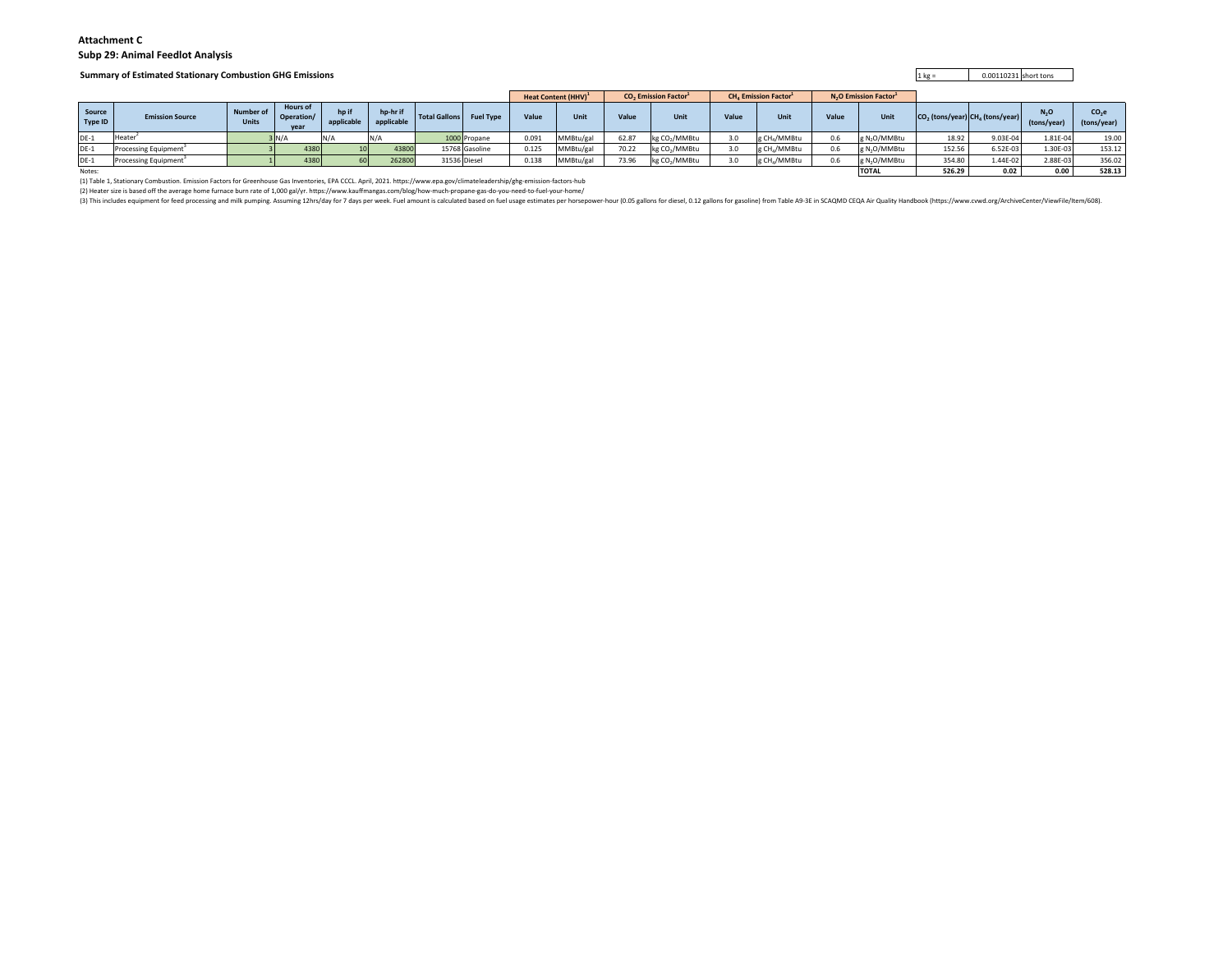**Attachment C**

**Subp 29: Animal Feedlot Analysis**

**Summary of Estimated Stationary Combustion GHG Emissions**

| 1 kg = | 0.00110231 | short tons |
|---|---|---|

| Source Type ID | Emission Source | Number of Units | Hours of Operation/ year | hp if applicable | hp-hr if applicable | Total Gallons | Fuel Type | Heat Content (HHV)[1] | | $CO_2$ Emission Factor[1] | | $CH_4$ Emission Factor[1] | | $N_2O$ Emission Factor[1] | | $CO_2$ (tons/year) | $CH_4$ (tons/year) | $N_2O$ (tons/year) | $CO_2e$ (tons/year) |
|---|---|---|---|---|---|---|---|---|---|---|---|---|---|---|---|---|---|---|---|
| | | | | | | | | Value | Unit | Value | Unit | Value | Unit | Value | Unit | | | | |
| DE-1 | Heater[2] | 3 | N/A | N/A | N/A | 1000 | Propane | 0.091 | MMBtu/gal | 62.87 | kg $CO_2$/MMBtu | 3.0 | g $CH_4$/MMBtu | 0.6 | g $N_2O$/MMBtu | 18.92 | 9.03E-04 | 1.81E-04 | 19.00 |
| DE-1 | Processing Equipment[3] | 3 | 4380 | 10 | 43800 | 15768 | Gasoline | 0.125 | MMBtu/gal | 70.22 | kg $CO_2$/MMBtu | 3.0 | g $CH_4$/MMBtu | 0.6 | g $N_2O$/MMBtu | 152.56 | 6.52E-03 | 1.30E-03 | 153.12 |
| DE-1 | Processing Equipment[3] | 1 | 4380 | 60 | 262800 | 31536 | Diesel | 0.138 | MMBtu/gal | 73.96 | kg $CO_2$/MMBtu | 3.0 | g $CH_4$/MMBtu | 0.6 | g $N_2O$/MMBtu | 354.80 | 1.44E-02 | 2.88E-03 | 356.02 |
| | | | | | | | | | | | | | | | **TOTAL** | **526.29** | **0.02** | **0.00** | **528.13** |

Notes:

(1) Table 1, Stationary Combustion. Emission Factors for Greenhouse Gas Inventories, EPA CCCL. April, 2021. https://www.epa.gov/climateleadership/ghg-emission-factors-hub

(2) Heater size is based off the average home furnace burn rate of 1,000 gal/yr. https://www.kauffmangas.com/blog/how-much-propane-gas-do-you-need-to-fuel-your-home/

(3) This includes equipment for feed processing and milk pumping. Assuming 12hrs/day for 7 days per week. Fuel amount is calculated based on fuel usage estimates per horsepower-hour (0.05 gallons for diesel, 0.12 gallons for gasoline) from Table A9-3E in SCAQMD CEQA Air Quality Handbook (https://www.cvwd.org/ArchiveCenter/ViewFile/Item/608).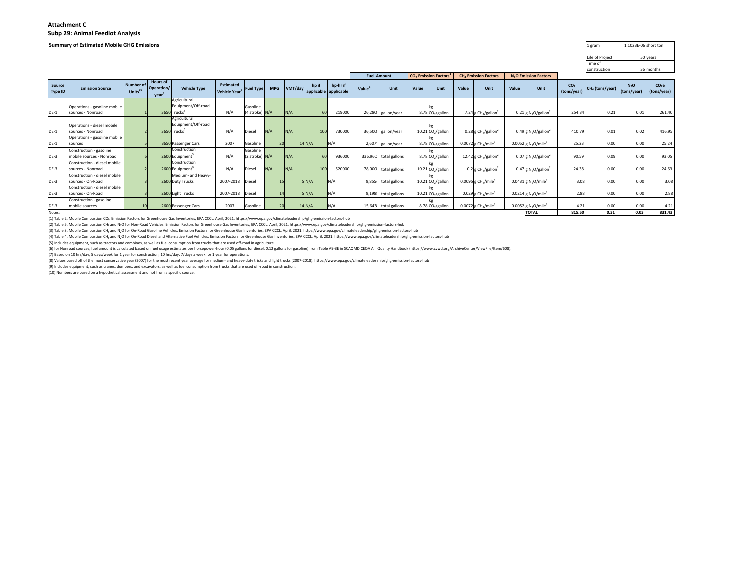**Attachment C**

**Subp 29: Animal Feedlot Analysis**

**Summary of Estimated Mobile GHG Emissions**

| | | |
|---|---|---|
| 1 gram = | 1.1023E-06 | short ton |
| Life of Project = | 50 | years |
| Time of construction = | 36 | months |

| Source Type ID | Emission Source | Number of Units[10] | Hours of Operation/ year[7] | Vehicle Type | Estimated Vehicle Year[8] | Fuel Type | MPG | VMT/day | hp if applicable | hp-hr if applicable | Fuel Amount | | $CO_2$ Emission Factors[1] | | $CH_4$ Emission Factors | | $N_2O$ Emission Factors | | $CO_2$ (tons/year) | $CH_4$ (tons/year) | $N_2O$ (tons/year) | $CO_2e$ (tons/year) |
|---|---|---|---|---|---|---|---|---|---|---|---|---|---|---|---|---|---|---|---|---|---|---|
| | | | | | | | | | | | Value[6] | Unit | Value | Unit | Value | Unit | Value | Unit | | | | |
| DE-1 | Operations - gasoline mobile sources - Nonroad | 1 | 3650 | Agricultural Equipment/Off-road Trucks[5] | N/A | Gasoline (4 stroke) | N/A | N/A | 60 | 219000 | 26,280 | gallon/year | 8.78 | kg $CO_2$/gallon | 7.24 | g $CH_4$/gallon[2] | 0.21 | g $N_2O$/gallon[2] | 254.34 | 0.21 | 0.01 | 261.40 |
| DE-1 | Operations - diesel mobile sources - Nonroad | 2 | 3650 | Agricultural Equipment/Off-road Trucks[5] | N/A | Diesel | N/A | N/A | 100 | 730000 | 36,500 | gallon/year | 10.21 | kg $CO_2$/gallon | 0.28 | g $CH_4$/gallon[2] | 0.49 | g $N_2O$/gallon[2] | 410.79 | 0.01 | 0.02 | 416.95 |
| DE-1 | Operations - gasoline mobile sources | 5 | 3650 | Passenger Cars | 2007 | Gasoline | 20 | 14 | N/A | N/A | 2,607 | gallon/year | 8.78 | kg $CO_2$/gallon | 0.0072 | g $CH_4$/mile[3] | 0.0052 | g $N_2O$/mile[3] | 25.23 | 0.00 | 0.00 | 25.24 |
| DE-3 | Construction - gasoline mobile sources - Nonroad | 6 | 2600 | Construction Equipment[5] | N/A | Gasoline (2 stroke) | N/A | N/A | 60 | 936000 | 336,960 | total gallons | 8.78 | kg $CO_2$/gallon | 12.42 | g $CH_4$/gallon[2] | 0.07 | g $N_2O$/gallon[2] | 90.59 | 0.09 | 0.00 | 93.05 |
| DE-3 | Construction - diesel mobile sources - Nonroad | 2 | 2600 | Construction Equipment[9] | N/A | Diesel | N/A | N/A | 100 | 520000 | 78,000 | total gallons | 10.21 | kg $CO_2$/gallon | 0.2 | g $CH_4$/gallon[2] | 0.47 | g $N_2O$/gallon[2] | 24.38 | 0.00 | 0.00 | 24.63 |
| DE-3 | Construction - diesel mobile sources - On-Road | 3 | 2600 | Medium- and Heavy-Duty Trucks | 2007-2018 | Diesel | 15 | 5 | N/A | N/A | 9,855 | total gallons | 10.21 | kg $CO_2$/gallon | 0.0095 | g $CH_4$/mile[4] | 0.0431 | g $N_2O$/mile[4] | 3.08 | 0.00 | 0.00 | 3.08 |
| DE-3 | Construction - diesel mobile sources - On-Road | 3 | 2600 | Light Trucks | 2007-2018 | Diesel | 14 | 5 | N/A | N/A | 9,198 | total gallons | 10.21 | kg $CO_2$/gallon | 0.029 | g $CH_4$/mile[4] | 0.0214 | g $N_2O$/mile[4] | 2.88 | 0.00 | 0.00 | 2.88 |
| DE-3 | Construction - gasoline mobile sources | 10 | 2600 | Passenger Cars | 2007 | Gasoline | 20 | 14 | N/A | N/A | 15,643 | total gallons | 8.78 | kg $CO_2$/gallon | 0.0072 | g $CH_4$/mile[3] | 0.0052 | g $N_2O$/mile[3] | 4.21 | 0.00 | 0.00 | 4.21 |
| | | | | | | | | | | | | | | | | | | **TOTAL** | **815.50** | **0.31** | **0.03** | **831.43** |

Notes:

(1) Table 2, Mobile Combustion $CO_2$ Emission Factors for Greenhouse Gas Inventories, EPA CCCL. April, 2021. https://www.epa.gov/climateleadership/ghg-emission-factors-hub

(2) Table 5, Mobile Combustion $CH_4$ and $N_2O$ for Non-Road Vehicles. Emission Factors for Greenhouse Gas Inventories, EPA CCCL. April, 2021. https://www.epa.gov/climateleadership/ghg-emission-factors-hub

(3) Table 3, Mobile Combustion $CH_4$ and $N_2O$ for On-Road Gasoline Vehicles. Emission Factors for Greenhouse Gas Inventories, EPA CCCL. April, 2021. https://www.epa.gov/climateleadership/ghg-emission-factors-hub

(4) Table 4, Mobile Combustion $CH_4$ and $N_2O$ for On-Road Diesel and Alternative Fuel Vehicles. Emission Factors for Greenhouse Gas Inventories, EPA CCCL. April, 2021. https://www.epa.gov/climateleadership/ghg-emission-factors-hub

(5) Includes equipment, such as tractors and combines, as well as fuel consumption from trucks that are used off-road in agriculture.

(6) for Nonroad sources, fuel amount is calculated based on fuel usage estimates per horsepower-hour (0.05 gallons for diesel, 0.12 gallons for gasoline) from Table A9-3E in SCAQMD CEQA Air Quality Handbook (https://www.cvwd.org/ArchiveCenter/ViewFile/Item/608).

(7) Based on 10 hrs/day, 5 days/week for 1 year for construction, 10 hrs/day, 7/days a week for 1 year for operations.

(8) Values based off of the most conservative year (2007) for the most recent year average for medium- and heavy-duty tricks and light trucks (2007-2018). https://www.epa.gov/climateleadership/ghg-emission-factors-hub

(9) Includes equipment, such as cranes, dumpers, and excavators, as well as fuel consumption from trucks that are used off-road in construction.

(10) Numbers are based on a hypothetical assessment and not from a specific source.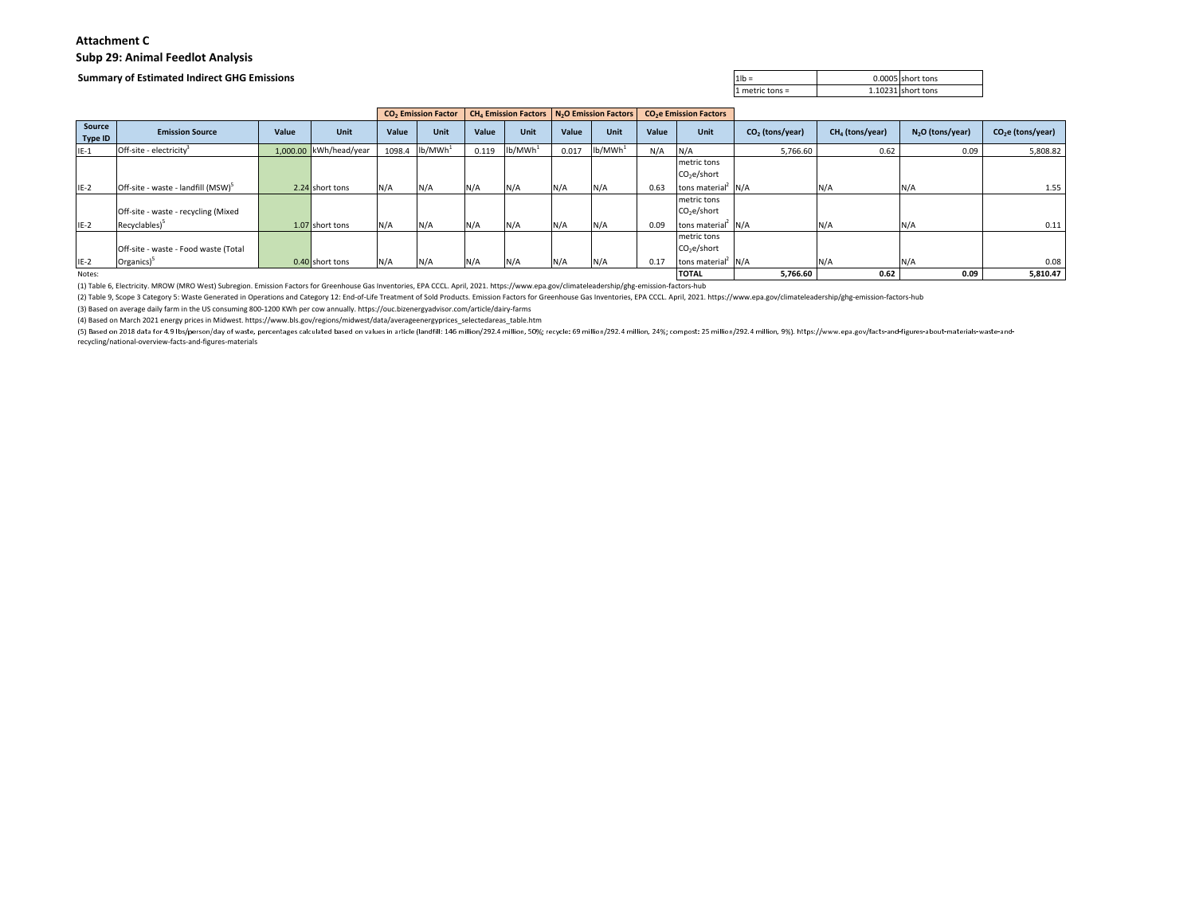**Attachment C**

**Subp 29: Animal Feedlot Analysis**

**Summary of Estimated Indirect GHG Emissions**

| | | |
|---|---|---|
| 1lb = | 0.0005 | short tons |
| 1 metric tons = | 1.10231 | short tons |

| Source Type ID | Emission Source | Value | Unit | $CO_2$ Emission Factor | | $CH_4$ Emission Factors | | $N_2O$ Emission Factors | | $CO_2e$ Emission Factors | | $CO_2$ (tons/year) | $CH_4$ (tons/year) | $N_2O$ (tons/year) | $CO_2e$ (tons/year) |
|---|---|---|---|---|---|---|---|---|---|---|---|---|---|---|---|
| | | | | Value | Unit | Value | Unit | Value | Unit | Value | Unit | | | | |
| IE-1 | Off-site - electricity[3] | 1,000.00 | kWh/head/year | 1098.4 | lb/MWh[1] | 0.119 | lb/MWh[1] | 0.017 | lb/MWh[1] | N/A | N/A | 5,766.60 | 0.62 | 0.09 | 5,808.82 |
| IE-2 | Off-site - waste - landfill (MSW)[5] | 2.24 | short tons | N/A | N/A | N/A | N/A | N/A | N/A | 0.63 | metric tons $CO_2$e/short tons material[2] | N/A | N/A | N/A | 1.55 |
| IE-2 | Off-site - waste - recycling (Mixed Recyclables)[5] | 1.07 | short tons | N/A | N/A | N/A | N/A | N/A | N/A | 0.09 | metric tons $CO_2$e/short tons material[2] | N/A | N/A | N/A | 0.11 |
| IE-2 | Off-site - waste - Food waste (Total Organics)[5] | 0.40 | short tons | N/A | N/A | N/A | N/A | N/A | N/A | 0.17 | metric tons $CO_2$e/short tons material[2] | N/A | N/A | N/A | 0.08 |
| | | | | | | | | | | | **TOTAL** | **5,766.60** | **0.62** | **0.09** | **5,810.47** |

Notes:

(1) Table 6, Electricity. MROW (MRO West) Subregion. Emission Factors for Greenhouse Gas Inventories, EPA CCCL. April, 2021. https://www.epa.gov/climateleadership/ghg-emission-factors-hub

(2) Table 9, Scope 3 Category 5: Waste Generated in Operations and Category 12: End-of-Life Treatment of Sold Products. Emission Factors for Greenhouse Gas Inventories, EPA CCCL. April, 2021. https://www.epa.gov/climateleadership/ghg-emission-factors-hub

(3) Based on average daily farm in the US consuming 800-1200 KWh per cow annually. https://ouc.bizenergyadvisor.com/article/dairy-farms

(4) Based on March 2021 energy prices in Midwest. https://www.bls.gov/regions/midwest/data/averageenergyprices_selectedareas_table.htm

(5) Based on 2018 data for 4.9 lbs/person/day of waste, percentages calculated based on values in article (landfill: 146 million/292.4 million, 50%; recycle: 69 million/292.4 million, 24%; compost: 25 million/292.4 million, 9%). https://www.epa.gov/facts-and-figures-about-materials-waste-and-recycling/national-overview-facts-and-figures-materials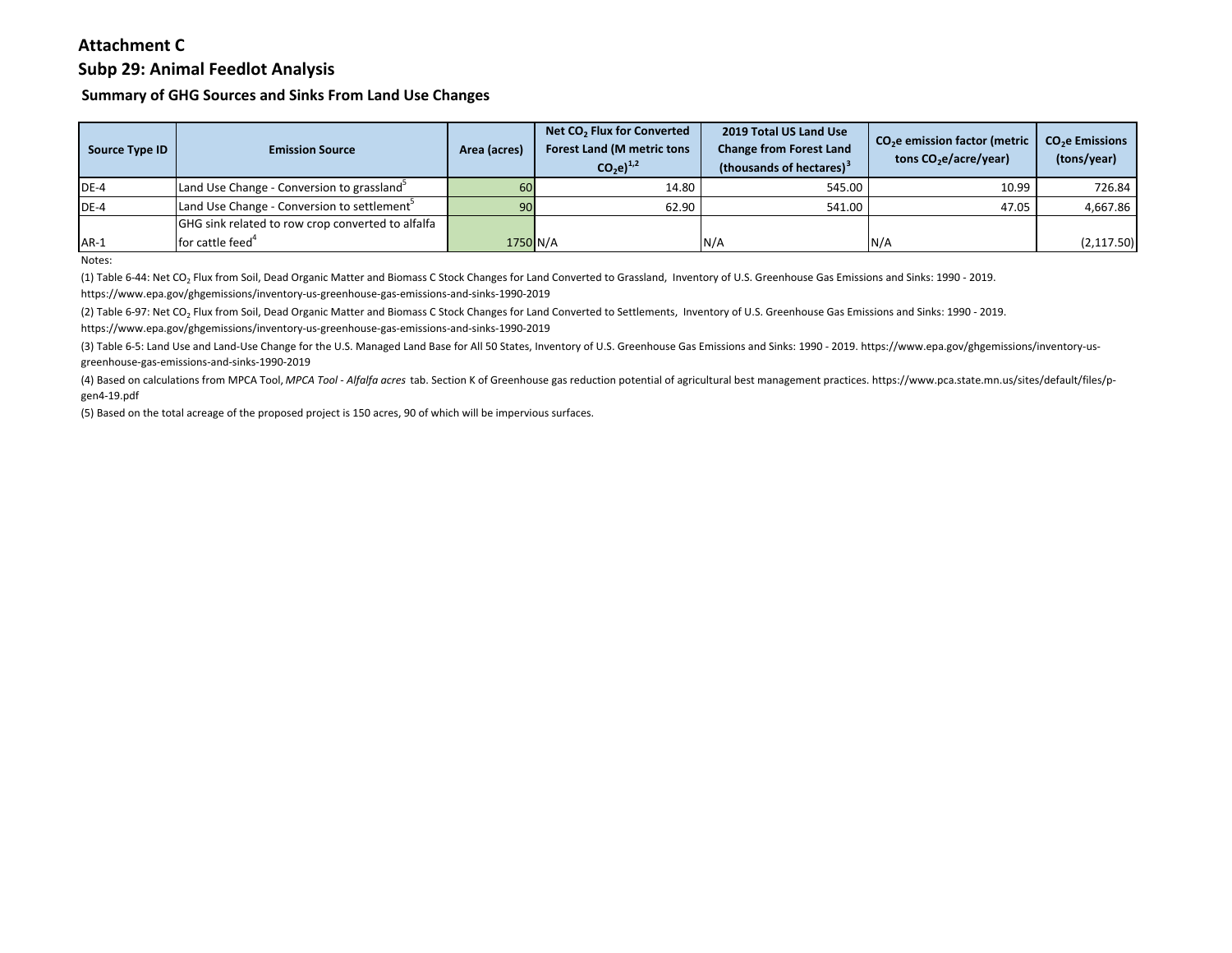# Attachment C

## Subp 29: Animal Feedlot Analysis

### Summary of GHG Sources and Sinks From Land Use Changes

| Source Type ID | Emission Source | Area (acres) | Net $CO_2$ Flux for Converted Forest Land (M metric tons $CO_2e$)[1,2] | 2019 Total US Land Use Change from Forest Land (thousands of hectares)[3] | $CO_2e$ emission factor (metric tons $CO_2e$/acre/year) | $CO_2e$ Emissions (tons/year) |
|---|---|---|---|---|---|---|
| DE-4 | Land Use Change - Conversion to grassland[5] | 60 | 14.80 | 545.00 | 10.99 | 726.84 |
| DE-4 | Land Use Change - Conversion to settlement[5] | 90 | 62.90 | 541.00 | 47.05 | 4,667.86 |
| AR-1 | GHG sink related to row crop converted to alfalfa for cattle feed[4] | 1750 | N/A | N/A | N/A | (2,117.50) |

Notes:

(1) Table 6-44: Net $CO_2$ Flux from Soil, Dead Organic Matter and Biomass C Stock Changes for Land Converted to Grassland, Inventory of U.S. Greenhouse Gas Emissions and Sinks: 1990 - 2019. https://www.epa.gov/ghgemissions/inventory-us-greenhouse-gas-emissions-and-sinks-1990-2019

(2) Table 6-97: Net $CO_2$ Flux from Soil, Dead Organic Matter and Biomass C Stock Changes for Land Converted to Settlements, Inventory of U.S. Greenhouse Gas Emissions and Sinks: 1990 - 2019. https://www.epa.gov/ghgemissions/inventory-us-greenhouse-gas-emissions-and-sinks-1990-2019

(3) Table 6-5: Land Use and Land-Use Change for the U.S. Managed Land Base for All 50 States, Inventory of U.S. Greenhouse Gas Emissions and Sinks: 1990 - 2019. https://www.epa.gov/ghgemissions/inventory-us-greenhouse-gas-emissions-and-sinks-1990-2019

(4) Based on calculations from MPCA Tool, *MPCA Tool - Alfalfa acres* tab. Section K of Greenhouse gas reduction potential of agricultural best management practices. https://www.pca.state.mn.us/sites/default/files/p-gen4-19.pdf

(5) Based on the total acreage of the proposed project is 150 acres, 90 of which will be impervious surfaces.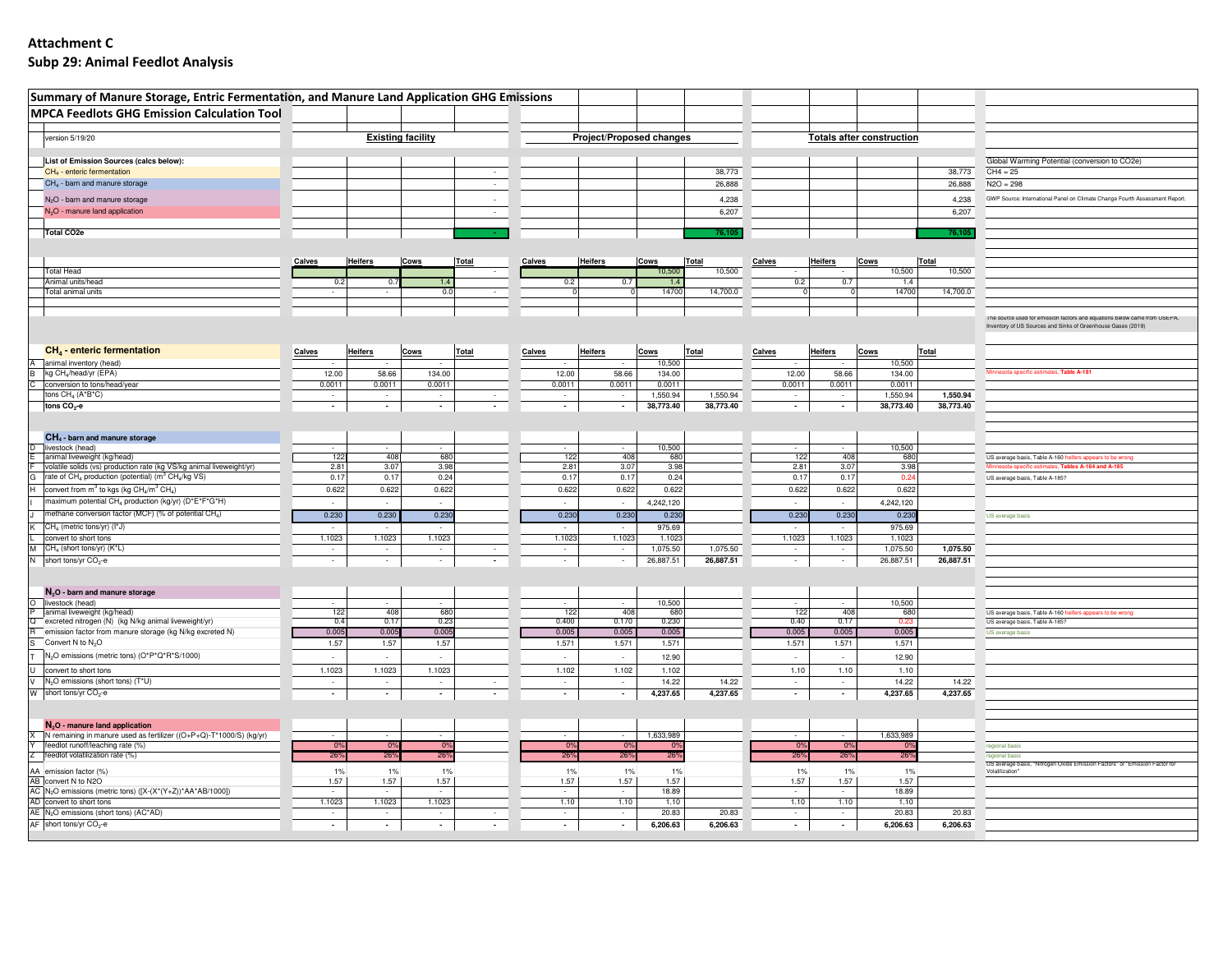# Attachment C

## Subp 29: Animal Feedlot Analysis

**Summary of Manure Storage, Entric Fermentation, and Manure Land Application GHG Emissions**

**MPCA Feedlots GHG Emission Calculation Tool**

version 5/19/20

| List of Emission Sources (calcs below): | Existing facility | Project/Proposed changes | Totals after construction |
|---|---|---|---|
| $CH_4$ - enteric fermentation | - | 38,773 | 38,773 |
| $CH_4$ - barn and manure storage | - | 26,888 | 26,888 |
| $N_2O$ - barn and manure storage | - | 4,238 | 4,238 |
| $N_2O$ - manure land application | - | 6,207 | 6,207 |
| **Total CO2e** | - | 76,105 | 76,105 |

Global Warming Potential (conversion to CO2e)
CH4 = 25
N2O = 298
GWP Source: International Panel on Climate Change Fourth Assessment Report.

| | Existing: Calves | Heifers | Cows | Total | Proposed: Calves | Heifers | Cows | Total | After: Calves | Heifers | Cows | Total |
|---|---|---|---|---|---|---|---|---|---|---|---|---|
| Total Head | | | | - | | | 10,500 | 10,500 | - | - | 10,500 | 10,500 |
| Animal units/head | 0.2 | 0.7 | 1.4 | | 0.2 | 0.7 | 1.4 | | 0.2 | 0.7 | 1.4 | |
| Total animal units | - | - | 0.0 | - | 0 | 0 | 14700 | 14,700.0 | 0 | 0 | 14700 | 14,700.0 |

The source used for emission factors and equations below came from USEPA, Inventory of US Sources and Sinks of Greenhouse Gases (2019)

### $CH_4$ - enteric fermentation

| | | Existing: Calves | Heifers | Cows | Total | Proposed: Calves | Heifers | Cows | Total | After: Calves | Heifers | Cows | Total | Notes |
|---|---|---|---|---|---|---|---|---|---|---|---|---|---|---|
| A | animal inventory (head) | - | - | - | | - | - | 10,500 | | - | - | 10,500 | | |
| B | kg $CH_4$/head/yr (EPA) | 12.00 | 58.66 | 134.00 | | 12.00 | 58.66 | 134.00 | | 12.00 | 58.66 | 134.00 | | Minnesota-specific estimates, Table A-181 |
| C | conversion to tons/head/year | 0.0011 | 0.0011 | 0.0011 | | 0.0011 | 0.0011 | 0.0011 | | 0.0011 | 0.0011 | 0.0011 | | |
| | tons $CH_4$ (A\*B\*C) | - | - | - | - | - | - | 1,550.94 | 1,550.94 | - | - | 1,550.94 | 1,550.94 | |
| | **tons $CO_2$-e** | - | - | - | - | - | - | **38,773.40** | **38,773.40** | - | - | **38,773.40** | **38,773.40** | |

### $CH_4$ - barn and manure storage

| | | Existing: Calves | Heifers | Cows | Total | Proposed: Calves | Heifers | Cows | Total | After: Calves | Heifers | Cows | Total | Notes |
|---|---|---|---|---|---|---|---|---|---|---|---|---|---|---|
| D | livestock (head) | - | - | - | | - | - | 10,500 | | - | - | 10,500 | | |
| E | animal liveweight (kg/head) | 122 | 408 | 680 | | 122 | 408 | 680 | | 122 | 408 | 680 | | US average basis, Table A-160 heifers appears to be wrong |
| F | volatile solids (vs) production rate (kg VS/kg animal liveweight/yr) | 2.81 | 3.07 | 3.98 | | 2.81 | 3.07 | 3.98 | | 2.81 | 3.07 | 3.98 | | Minnesota-specific estimates, Tables A-184 and A-185 |
| G | rate of $CH_4$ production (potential) ($m^3$ $CH_4$/kg VS) | 0.17 | 0.17 | 0.24 | | 0.17 | 0.17 | 0.24 | | 0.17 | 0.17 | 0.24 | | US average basis, Table A-185? |
| H | convert from $m^3$ to kg (kg $CH_4$/$m^3$ $CH_4$) | 0.622 | 0.622 | 0.622 | | 0.622 | 0.622 | 0.622 | | 0.622 | 0.622 | 0.622 | | |
| I | maximum potential $CH_4$ production (kg/yr) (D\*E\*F\*G\*H) | - | - | - | | - | - | 4,242,120 | | - | - | 4,242,120 | | |
| J | methane conversion factor (MCF) (% of potential $CH_4$) | 0.230 | 0.230 | 0.230 | | 0.230 | 0.230 | 0.230 | | 0.230 | 0.230 | 0.230 | | US average basis |
| K | $CH_4$ (metric tons/yr) (I\*J) | - | - | - | | - | - | 975.69 | | - | - | 975.69 | | |
| L | convert to short tons | 1.1023 | 1.1023 | 1.1023 | | 1.1023 | 1.1023 | 1.1023 | | 1.1023 | 1.1023 | 1.1023 | | |
| M | $CH_4$ (short tons/yr) (K\*L) | - | - | - | - | - | - | 1,075.50 | 1,075.50 | - | - | 1,075.50 | 1,075.50 | |
| N | short tons/yr $CO_2$-e | - | - | - | - | - | - | 26,887.51 | **26,887.51** | - | - | 26,887.51 | **26,887.51** | |

### $N_2O$ - barn and manure storage

| | | Existing: Calves | Heifers | Cows | Total | Proposed: Calves | Heifers | Cows | Total | After: Calves | Heifers | Cows | Total | Notes |
|---|---|---|---|---|---|---|---|---|---|---|---|---|---|---|
| O | livestock (head) | - | - | - | | - | - | 10,500 | | - | - | 10,500 | | |
| P | animal liveweight (kg/head) | 122 | 408 | 680 | | 122 | 408 | 680 | | 122 | 408 | 680 | | US average basis, Table A-160 heifers appears to be wrong |
| Q | excreted nitrogen (N) (kg N/kg animal liveweight/yr) | 0.4 | 0.17 | 0.23 | | 0.400 | 0.170 | 0.230 | | 0.40 | 0.17 | 0.23 | | US average basis, Table A-185? |
| R | emission factor from manure storage (kg N/kg excreted N) | 0.005 | 0.005 | 0.005 | | 0.005 | 0.005 | 0.005 | | 0.005 | 0.005 | 0.005 | | US average basis |
| S | Convert N to $N_2O$ | 1.57 | 1.57 | 1.57 | | 1.571 | 1.571 | 1.571 | | 1.571 | 1.571 | 1.571 | | |
| T | $N_2O$ emissions (metric tons) (O\*P\*Q\*R\*S/1000) | - | - | - | | - | - | 12.90 | | - | - | 12.90 | | |
| U | convert to short tons | 1.1023 | 1.1023 | 1.1023 | | 1.102 | 1.102 | 1.102 | | 1.10 | 1.10 | 1.10 | | |
| V | $N_2O$ emissions (short tons) (T\*U) | - | - | - | - | - | - | 14.22 | 14.22 | - | - | 14.22 | 14.22 | |
| W | short tons/yr $CO_2$-e | - | - | - | - | - | - | **4,237.65** | **4,237.65** | - | - | **4,237.65** | **4,237.65** | |

### $N_2O$ - manure land application

| | | Existing: Calves | Heifers | Cows | Total | Proposed: Calves | Heifers | Cows | Total | After: Calves | Heifers | Cows | Total | Notes |
|---|---|---|---|---|---|---|---|---|---|---|---|---|---|---|
| X | N remaining in manure used as fertilizer ((O\*P\*Q)-T\*1000/S) (kg/yr) | - | - | - | | - | - | 1,633,989 | | - | - | 1,633,989 | | |
| Y | feedlot runoff/leaching rate (%) | 0% | 0% | 0% | | 0% | 0% | 0% | | 0% | 0% | 0% | | regional basis |
| Z | feedlot volatilization rate (%) | 26% | 26% | 26% | | 26% | 26% | 26% | | 26% | 26% | 26% | | regional basis |
| AA | emission factor (%) | 1% | 1% | 1% | | 1% | 1% | 1% | | 1% | 1% | 1% | | US average basis, "Nitrogen Oxide Emission Factors" or "Emission Factor for Volatilization" |
| AB | convert N to N2O | 1.57 | 1.57 | 1.57 | | 1.57 | 1.57 | 1.57 | | 1.57 | 1.57 | 1.57 | | |
| AC | $N_2O$ emissions (metric tons) ([X-(X\*(Y+Z))\*AA\*AB/1000]) | - | - | - | | - | - | 18.89 | | - | - | 18.89 | | |
| AD | convert to short tons | 1.1023 | 1.1023 | 1.1023 | | 1.10 | 1.10 | 1.10 | | 1.10 | 1.10 | 1.10 | | |
| AE | $N_2O$ emissions (short tons) (AC\*AD) | - | - | - | - | - | - | 20.83 | 20.83 | - | - | 20.83 | 20.83 | |
| AF | short tons/yr $CO_2$-e | - | - | - | - | - | - | **6,206.63** | **6,206.63** | - | - | **6,206.63** | **6,206.63** | |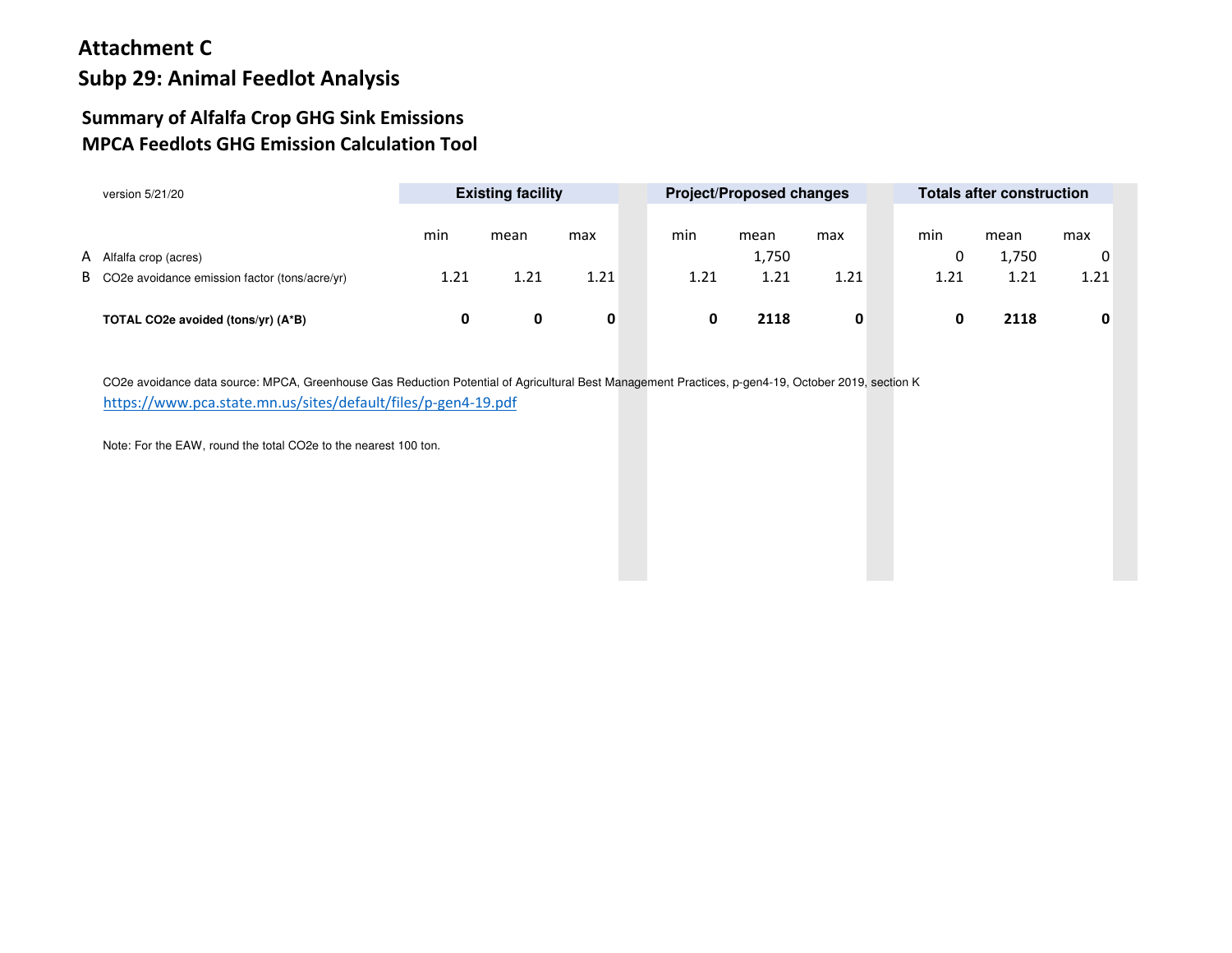# Attachment C

## Subp 29: Animal Feedlot Analysis

### Summary of Alfalfa Crop GHG Sink Emissions
### MPCA Feedlots GHG Emission Calculation Tool

| | version 5/21/20 | Existing facility | | | Project/Proposed changes | | | Totals after construction | | |
|---|---|---|---|---|---|---|---|---|---|---|
| | | min | mean | max | min | mean | max | min | mean | max |
| A | Alfalfa crop (acres) | | | | | 1,750 | | 0 | 1,750 | 0 |
| B | CO2e avoidance emission factor (tons/acre/yr) | 1.21 | 1.21 | 1.21 | 1.21 | 1.21 | 1.21 | 1.21 | 1.21 | 1.21 |
| | **TOTAL CO2e avoided (tons/yr) (A*B)** | **0** | **0** | **0** | **0** | **2118** | **0** | **0** | **2118** | **0** |

CO2e avoidance data source: MPCA, Greenhouse Gas Reduction Potential of Agricultural Best Management Practices, p-gen4-19, October 2019, section K
https://www.pca.state.mn.us/sites/default/files/p-gen4-19.pdf

Note: For the EAW, round the total CO2e to the nearest 100 ton.